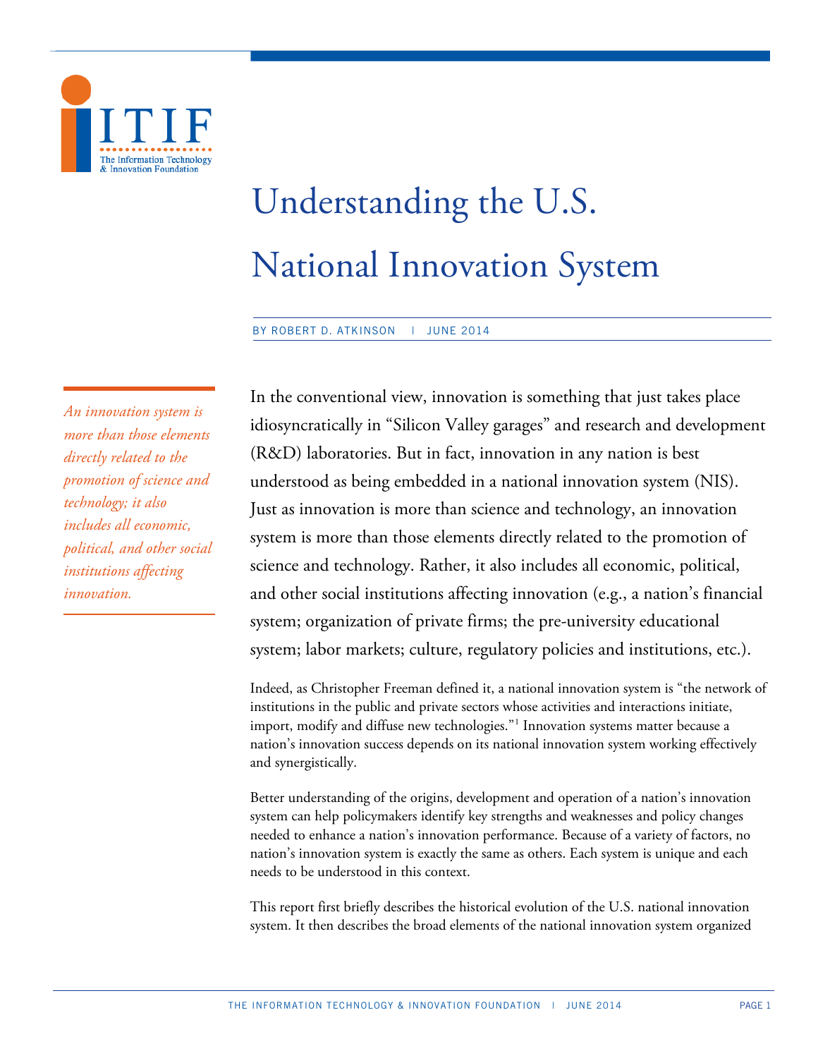# Understanding the U.S. National Innovation System

BY ROBERT D. ATKINSON | JUNE 2014

*An innovation system is more than those elements directly related to the promotion of science and technology; it also includes all economic, political, and other social institutions affecting innovation.*

In the conventional view, innovation is something that just takes place idiosyncratically in "Silicon Valley garages" and research and development (R&D) laboratories. But in fact, innovation in any nation is best understood as being embedded in a national innovation system (NIS). Just as innovation is more than science and technology, an innovation system is more than those elements directly related to the promotion of science and technology. Rather, it also includes all economic, political, and other social institutions affecting innovation (e.g., a nation's financial system; organization of private firms; the pre-university educational system; labor markets; culture, regulatory policies and institutions, etc.).

Indeed, as Christopher Freeman defined it, a national innovation system is "the network of institutions in the public and private sectors whose activities and interactions initiate, import, modify and diffuse new technologies."[1] Innovation systems matter because a nation's innovation success depends on its national innovation system working effectively and synergistically.

Better understanding of the origins, development and operation of a nation's innovation system can help policymakers identify key strengths and weaknesses and policy changes needed to enhance a nation's innovation performance. Because of a variety of factors, no nation's innovation system is exactly the same as others. Each system is unique and each needs to be understood in this context.

This report first briefly describes the historical evolution of the U.S. national innovation system. It then describes the broad elements of the national innovation system organized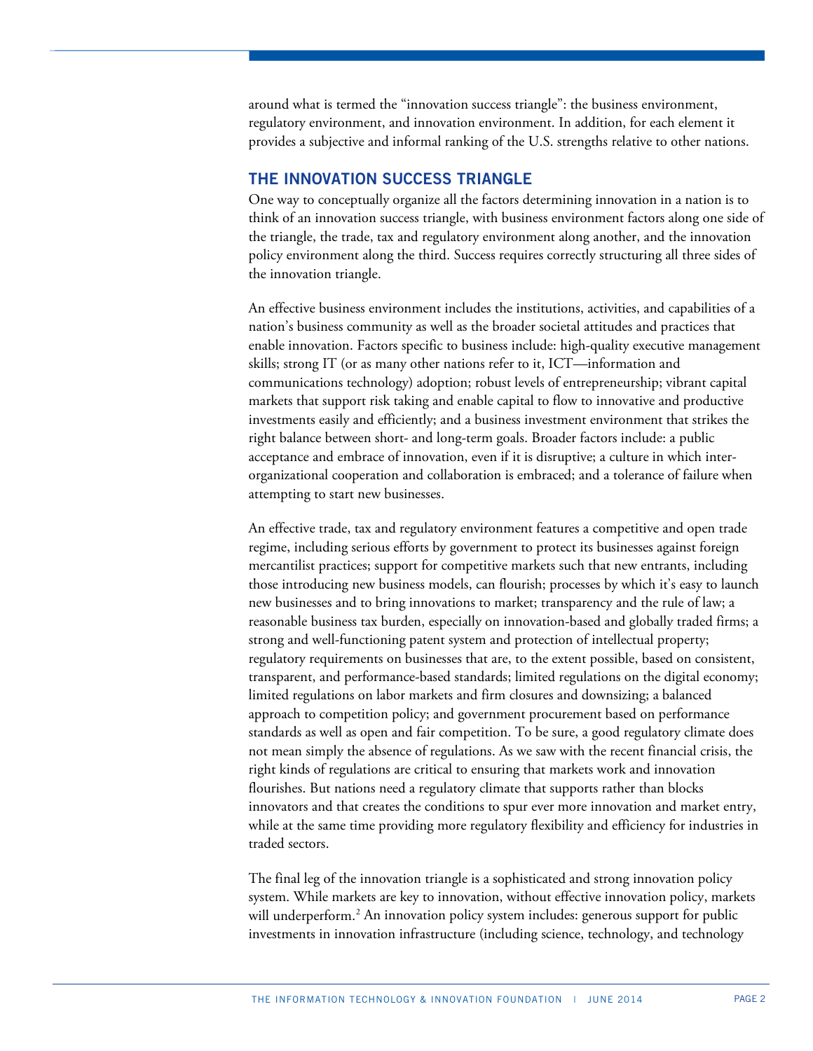around what is termed the "innovation success triangle": the business environment, regulatory environment, and innovation environment. In addition, for each element it provides a subjective and informal ranking of the U.S. strengths relative to other nations.

## THE INNOVATION SUCCESS TRIANGLE

One way to conceptually organize all the factors determining innovation in a nation is to think of an innovation success triangle, with business environment factors along one side of the triangle, the trade, tax and regulatory environment along another, and the innovation policy environment along the third. Success requires correctly structuring all three sides of the innovation triangle.

An effective business environment includes the institutions, activities, and capabilities of a nation's business community as well as the broader societal attitudes and practices that enable innovation. Factors specific to business include: high-quality executive management skills; strong IT (or as many other nations refer to it, ICT—information and communications technology) adoption; robust levels of entrepreneurship; vibrant capital markets that support risk taking and enable capital to flow to innovative and productive investments easily and efficiently; and a business investment environment that strikes the right balance between short- and long-term goals. Broader factors include: a public acceptance and embrace of innovation, even if it is disruptive; a culture in which inter-organizational cooperation and collaboration is embraced; and a tolerance of failure when attempting to start new businesses.

An effective trade, tax and regulatory environment features a competitive and open trade regime, including serious efforts by government to protect its businesses against foreign mercantilist practices; support for competitive markets such that new entrants, including those introducing new business models, can flourish; processes by which it's easy to launch new businesses and to bring innovations to market; transparency and the rule of law; a reasonable business tax burden, especially on innovation-based and globally traded firms; a strong and well-functioning patent system and protection of intellectual property; regulatory requirements on businesses that are, to the extent possible, based on consistent, transparent, and performance-based standards; limited regulations on the digital economy; limited regulations on labor markets and firm closures and downsizing; a balanced approach to competition policy; and government procurement based on performance standards as well as open and fair competition. To be sure, a good regulatory climate does not mean simply the absence of regulations. As we saw with the recent financial crisis, the right kinds of regulations are critical to ensuring that markets work and innovation flourishes. But nations need a regulatory climate that supports rather than blocks innovators and that creates the conditions to spur ever more innovation and market entry, while at the same time providing more regulatory flexibility and efficiency for industries in traded sectors.

The final leg of the innovation triangle is a sophisticated and strong innovation policy system. While markets are key to innovation, without effective innovation policy, markets will underperform.[2] An innovation policy system includes: generous support for public investments in innovation infrastructure (including science, technology, and technology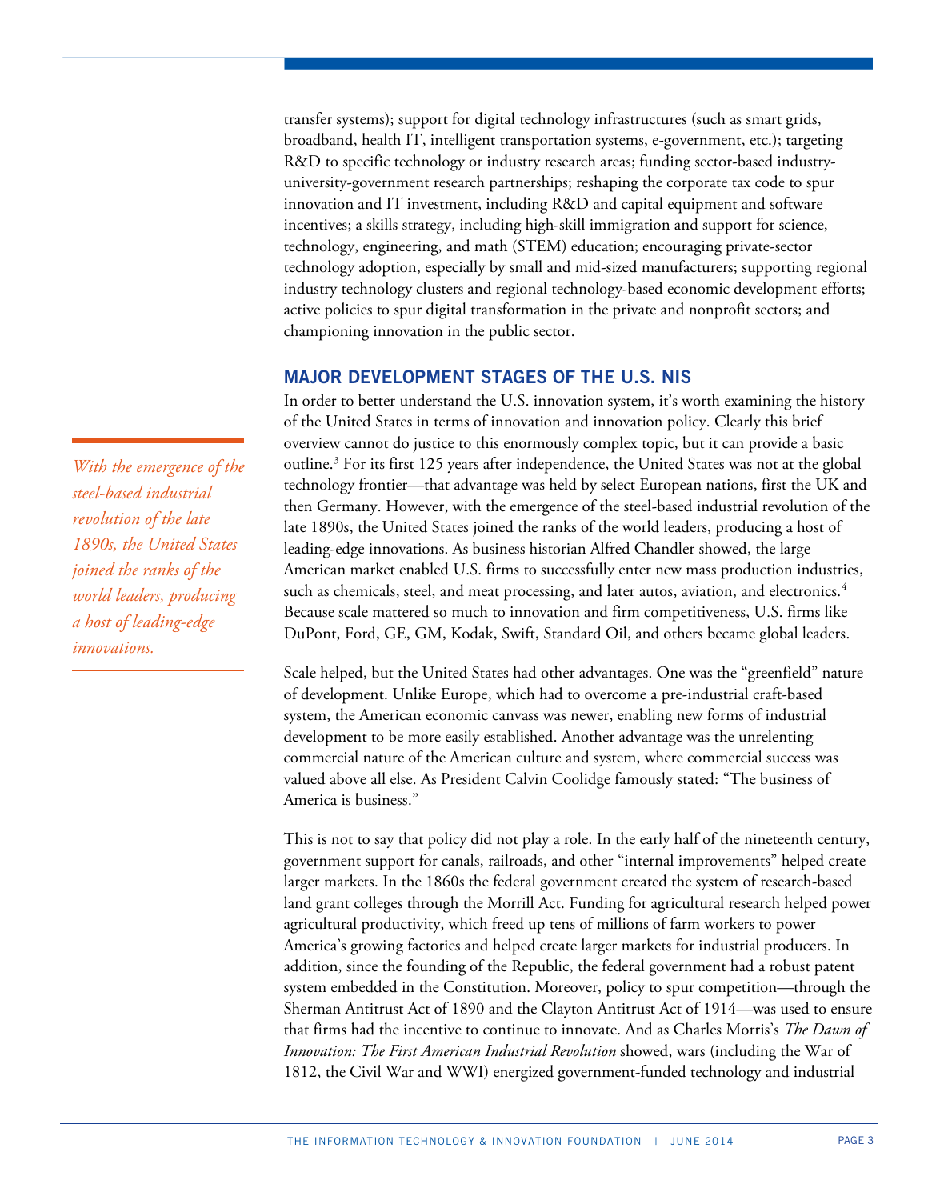transfer systems); support for digital technology infrastructures (such as smart grids, broadband, health IT, intelligent transportation systems, e-government, etc.); targeting R&D to specific technology or industry research areas; funding sector-based industry-university-government research partnerships; reshaping the corporate tax code to spur innovation and IT investment, including R&D and capital equipment and software incentives; a skills strategy, including high-skill immigration and support for science, technology, engineering, and math (STEM) education; encouraging private-sector technology adoption, especially by small and mid-sized manufacturers; supporting regional industry technology clusters and regional technology-based economic development efforts; active policies to spur digital transformation in the private and nonprofit sectors; and championing innovation in the public sector.

## MAJOR DEVELOPMENT STAGES OF THE U.S. NIS

In order to better understand the U.S. innovation system, it's worth examining the history of the United States in terms of innovation and innovation policy. Clearly this brief overview cannot do justice to this enormously complex topic, but it can provide a basic outline.[3] For its first 125 years after independence, the United States was not at the global technology frontier—that advantage was held by select European nations, first the UK and then Germany. However, with the emergence of the steel-based industrial revolution of the late 1890s, the United States joined the ranks of the world leaders, producing a host of leading-edge innovations. As business historian Alfred Chandler showed, the large American market enabled U.S. firms to successfully enter new mass production industries, such as chemicals, steel, and meat processing, and later autos, aviation, and electronics.[4] Because scale mattered so much to innovation and firm competitiveness, U.S. firms like DuPont, Ford, GE, GM, Kodak, Swift, Standard Oil, and others became global leaders.

*With the emergence of the steel-based industrial revolution of the late 1890s, the United States joined the ranks of the world leaders, producing a host of leading-edge innovations.*

Scale helped, but the United States had other advantages. One was the "greenfield" nature of development. Unlike Europe, which had to overcome a pre-industrial craft-based system, the American economic canvass was newer, enabling new forms of industrial development to be more easily established. Another advantage was the unrelenting commercial nature of the American culture and system, where commercial success was valued above all else. As President Calvin Coolidge famously stated: "The business of America is business."

This is not to say that policy did not play a role. In the early half of the nineteenth century, government support for canals, railroads, and other "internal improvements" helped create larger markets. In the 1860s the federal government created the system of research-based land grant colleges through the Morrill Act. Funding for agricultural research helped power agricultural productivity, which freed up tens of millions of farm workers to power America's growing factories and helped create larger markets for industrial producers. In addition, since the founding of the Republic, the federal government had a robust patent system embedded in the Constitution. Moreover, policy to spur competition—through the Sherman Antitrust Act of 1890 and the Clayton Antitrust Act of 1914—was used to ensure that firms had the incentive to continue to innovate. And as Charles Morris's *The Dawn of Innovation: The First American Industrial Revolution* showed, wars (including the War of 1812, the Civil War and WWI) energized government-funded technology and industrial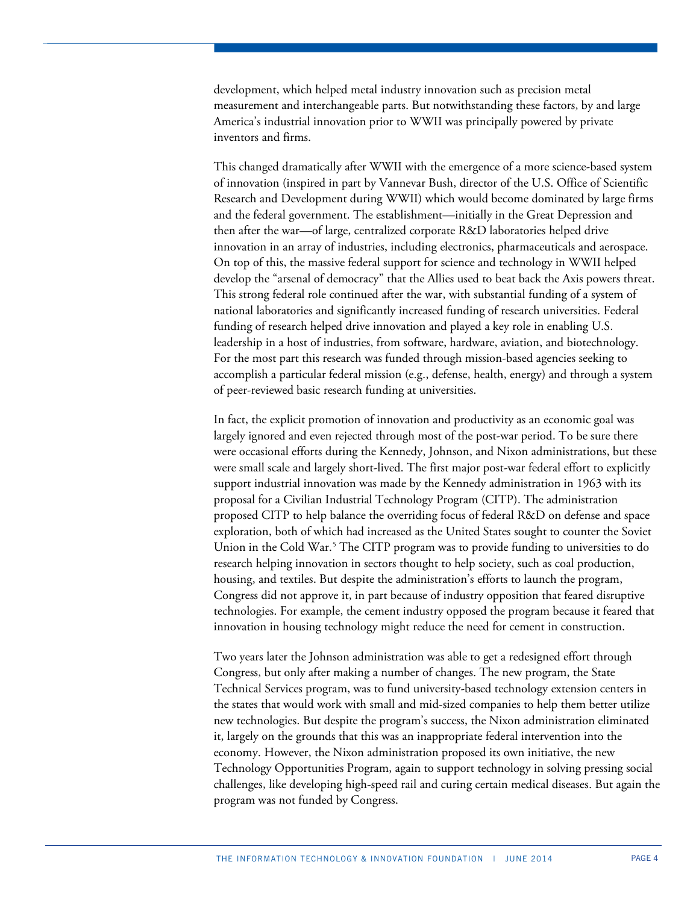development, which helped metal industry innovation such as precision metal measurement and interchangeable parts. But notwithstanding these factors, by and large America's industrial innovation prior to WWII was principally powered by private inventors and firms.

This changed dramatically after WWII with the emergence of a more science-based system of innovation (inspired in part by Vannevar Bush, director of the U.S. Office of Scientific Research and Development during WWII) which would become dominated by large firms and the federal government. The establishment—initially in the Great Depression and then after the war—of large, centralized corporate R&D laboratories helped drive innovation in an array of industries, including electronics, pharmaceuticals and aerospace. On top of this, the massive federal support for science and technology in WWII helped develop the "arsenal of democracy" that the Allies used to beat back the Axis powers threat. This strong federal role continued after the war, with substantial funding of a system of national laboratories and significantly increased funding of research universities. Federal funding of research helped drive innovation and played a key role in enabling U.S. leadership in a host of industries, from software, hardware, aviation, and biotechnology. For the most part this research was funded through mission-based agencies seeking to accomplish a particular federal mission (e.g., defense, health, energy) and through a system of peer-reviewed basic research funding at universities.

In fact, the explicit promotion of innovation and productivity as an economic goal was largely ignored and even rejected through most of the post-war period. To be sure there were occasional efforts during the Kennedy, Johnson, and Nixon administrations, but these were small scale and largely short-lived. The first major post-war federal effort to explicitly support industrial innovation was made by the Kennedy administration in 1963 with its proposal for a Civilian Industrial Technology Program (CITP). The administration proposed CITP to help balance the overriding focus of federal R&D on defense and space exploration, both of which had increased as the United States sought to counter the Soviet Union in the Cold War.[5] The CITP program was to provide funding to universities to do research helping innovation in sectors thought to help society, such as coal production, housing, and textiles. But despite the administration's efforts to launch the program, Congress did not approve it, in part because of industry opposition that feared disruptive technologies. For example, the cement industry opposed the program because it feared that innovation in housing technology might reduce the need for cement in construction.

Two years later the Johnson administration was able to get a redesigned effort through Congress, but only after making a number of changes. The new program, the State Technical Services program, was to fund university-based technology extension centers in the states that would work with small and mid-sized companies to help them better utilize new technologies. But despite the program's success, the Nixon administration eliminated it, largely on the grounds that this was an inappropriate federal intervention into the economy. However, the Nixon administration proposed its own initiative, the new Technology Opportunities Program, again to support technology in solving pressing social challenges, like developing high-speed rail and curing certain medical diseases. But again the program was not funded by Congress.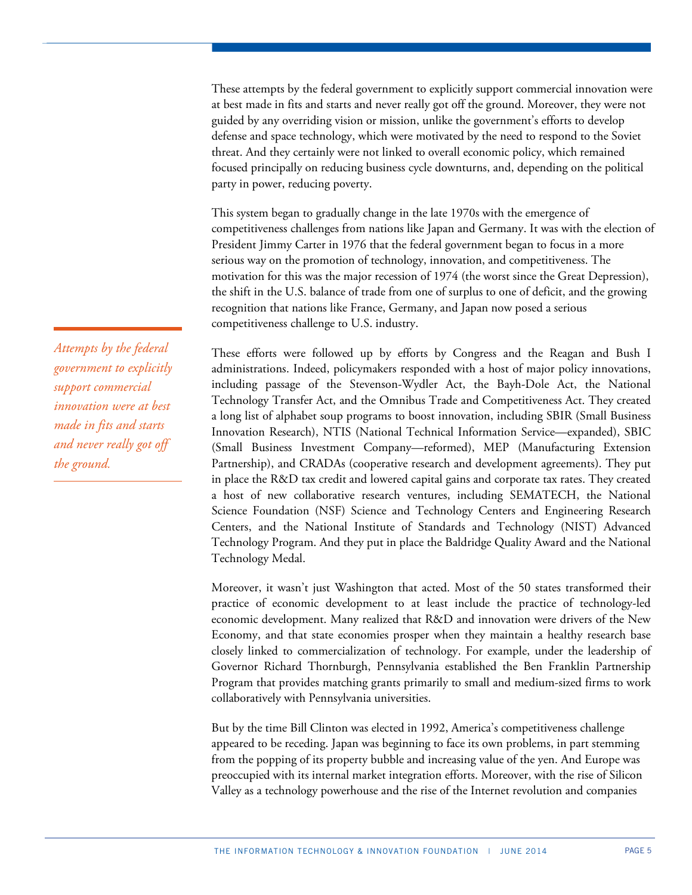These attempts by the federal government to explicitly support commercial innovation were at best made in fits and starts and never really got off the ground. Moreover, they were not guided by any overriding vision or mission, unlike the government's efforts to develop defense and space technology, which were motivated by the need to respond to the Soviet threat. And they certainly were not linked to overall economic policy, which remained focused principally on reducing business cycle downturns, and, depending on the political party in power, reducing poverty.

This system began to gradually change in the late 1970s with the emergence of competitiveness challenges from nations like Japan and Germany. It was with the election of President Jimmy Carter in 1976 that the federal government began to focus in a more serious way on the promotion of technology, innovation, and competitiveness. The motivation for this was the major recession of 1974 (the worst since the Great Depression), the shift in the U.S. balance of trade from one of surplus to one of deficit, and the growing recognition that nations like France, Germany, and Japan now posed a serious competitiveness challenge to U.S. industry.

*Attempts by the federal government to explicitly support commercial innovation were at best made in fits and starts and never really got off the ground.*

These efforts were followed up by efforts by Congress and the Reagan and Bush I administrations. Indeed, policymakers responded with a host of major policy innovations, including passage of the Stevenson-Wydler Act, the Bayh-Dole Act, the National Technology Transfer Act, and the Omnibus Trade and Competitiveness Act. They created a long list of alphabet soup programs to boost innovation, including SBIR (Small Business Innovation Research), NTIS (National Technical Information Service—expanded), SBIC (Small Business Investment Company—reformed), MEP (Manufacturing Extension Partnership), and CRADAs (cooperative research and development agreements). They put in place the R&D tax credit and lowered capital gains and corporate tax rates. They created a host of new collaborative research ventures, including SEMATECH, the National Science Foundation (NSF) Science and Technology Centers and Engineering Research Centers, and the National Institute of Standards and Technology (NIST) Advanced Technology Program. And they put in place the Baldridge Quality Award and the National Technology Medal.

Moreover, it wasn't just Washington that acted. Most of the 50 states transformed their practice of economic development to at least include the practice of technology-led economic development. Many realized that R&D and innovation were drivers of the New Economy, and that state economies prosper when they maintain a healthy research base closely linked to commercialization of technology. For example, under the leadership of Governor Richard Thornburgh, Pennsylvania established the Ben Franklin Partnership Program that provides matching grants primarily to small and medium-sized firms to work collaboratively with Pennsylvania universities.

But by the time Bill Clinton was elected in 1992, America's competitiveness challenge appeared to be receding. Japan was beginning to face its own problems, in part stemming from the popping of its property bubble and increasing value of the yen. And Europe was preoccupied with its internal market integration efforts. Moreover, with the rise of Silicon Valley as a technology powerhouse and the rise of the Internet revolution and companies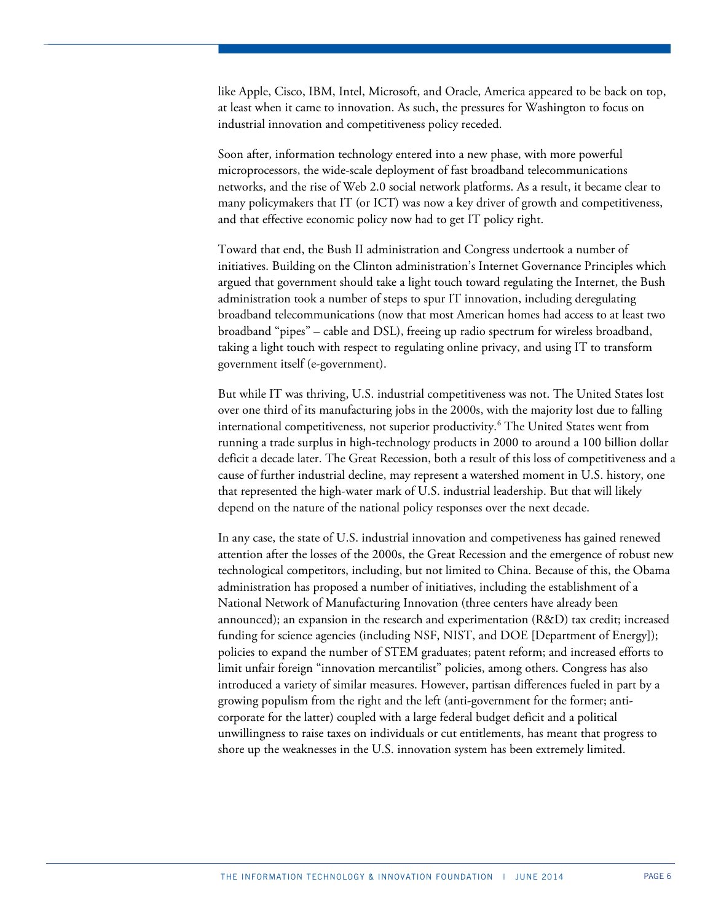like Apple, Cisco, IBM, Intel, Microsoft, and Oracle, America appeared to be back on top, at least when it came to innovation. As such, the pressures for Washington to focus on industrial innovation and competitiveness policy receded.

Soon after, information technology entered into a new phase, with more powerful microprocessors, the wide-scale deployment of fast broadband telecommunications networks, and the rise of Web 2.0 social network platforms. As a result, it became clear to many policymakers that IT (or ICT) was now a key driver of growth and competitiveness, and that effective economic policy now had to get IT policy right.

Toward that end, the Bush II administration and Congress undertook a number of initiatives. Building on the Clinton administration's Internet Governance Principles which argued that government should take a light touch toward regulating the Internet, the Bush administration took a number of steps to spur IT innovation, including deregulating broadband telecommunications (now that most American homes had access to at least two broadband "pipes" – cable and DSL), freeing up radio spectrum for wireless broadband, taking a light touch with respect to regulating online privacy, and using IT to transform government itself (e-government).

But while IT was thriving, U.S. industrial competitiveness was not. The United States lost over one third of its manufacturing jobs in the 2000s, with the majority lost due to falling international competitiveness, not superior productivity.[6] The United States went from running a trade surplus in high-technology products in 2000 to around a 100 billion dollar deficit a decade later. The Great Recession, both a result of this loss of competitiveness and a cause of further industrial decline, may represent a watershed moment in U.S. history, one that represented the high-water mark of U.S. industrial leadership. But that will likely depend on the nature of the national policy responses over the next decade.

In any case, the state of U.S. industrial innovation and competiveness has gained renewed attention after the losses of the 2000s, the Great Recession and the emergence of robust new technological competitors, including, but not limited to China. Because of this, the Obama administration has proposed a number of initiatives, including the establishment of a National Network of Manufacturing Innovation (three centers have already been announced); an expansion in the research and experimentation (R&D) tax credit; increased funding for science agencies (including NSF, NIST, and DOE [Department of Energy]); policies to expand the number of STEM graduates; patent reform; and increased efforts to limit unfair foreign "innovation mercantilist" policies, among others. Congress has also introduced a variety of similar measures. However, partisan differences fueled in part by a growing populism from the right and the left (anti-government for the former; anti-corporate for the latter) coupled with a large federal budget deficit and a political unwillingness to raise taxes on individuals or cut entitlements, has meant that progress to shore up the weaknesses in the U.S. innovation system has been extremely limited.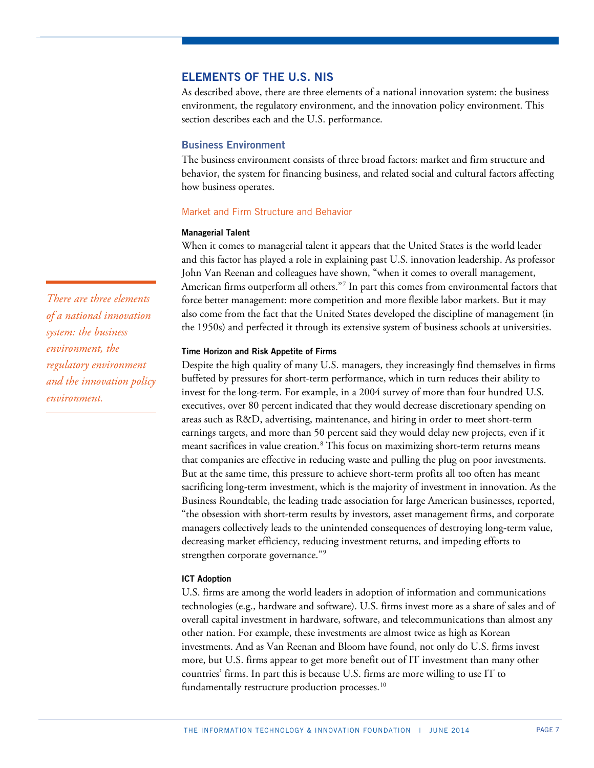## ELEMENTS OF THE U.S. NIS

As described above, there are three elements of a national innovation system: the business environment, the regulatory environment, and the innovation policy environment. This section describes each and the U.S. performance.

### Business Environment

The business environment consists of three broad factors: market and firm structure and behavior, the system for financing business, and related social and cultural factors affecting how business operates.

#### Market and Firm Structure and Behavior

**Managerial Talent**

When it comes to managerial talent it appears that the United States is the world leader and this factor has played a role in explaining past U.S. innovation leadership. As professor John Van Reenan and colleagues have shown, "when it comes to overall management, American firms outperform all others."[7] In part this comes from environmental factors that force better management: more competition and more flexible labor markets. But it may also come from the fact that the United States developed the discipline of management (in the 1950s) and perfected it through its extensive system of business schools at universities.

*There are three elements of a national innovation system: the business environment, the regulatory environment and the innovation policy environment.*

**Time Horizon and Risk Appetite of Firms**

Despite the high quality of many U.S. managers, they increasingly find themselves in firms buffeted by pressures for short-term performance, which in turn reduces their ability to invest for the long-term. For example, in a 2004 survey of more than four hundred U.S. executives, over 80 percent indicated that they would decrease discretionary spending on areas such as R&D, advertising, maintenance, and hiring in order to meet short-term earnings targets, and more than 50 percent said they would delay new projects, even if it meant sacrifices in value creation.[8] This focus on maximizing short-term returns means that companies are effective in reducing waste and pulling the plug on poor investments. But at the same time, this pressure to achieve short-term profits all too often has meant sacrificing long-term investment, which is the majority of investment in innovation. As the Business Roundtable, the leading trade association for large American businesses, reported, "the obsession with short-term results by investors, asset management firms, and corporate managers collectively leads to the unintended consequences of destroying long-term value, decreasing market efficiency, reducing investment returns, and impeding efforts to strengthen corporate governance."[9]

**ICT Adoption**

U.S. firms are among the world leaders in adoption of information and communications technologies (e.g., hardware and software). U.S. firms invest more as a share of sales and of overall capital investment in hardware, software, and telecommunications than almost any other nation. For example, these investments are almost twice as high as Korean investments. And as Van Reenan and Bloom have found, not only do U.S. firms invest more, but U.S. firms appear to get more benefit out of IT investment than many other countries' firms. In part this is because U.S. firms are more willing to use IT to fundamentally restructure production processes.[10]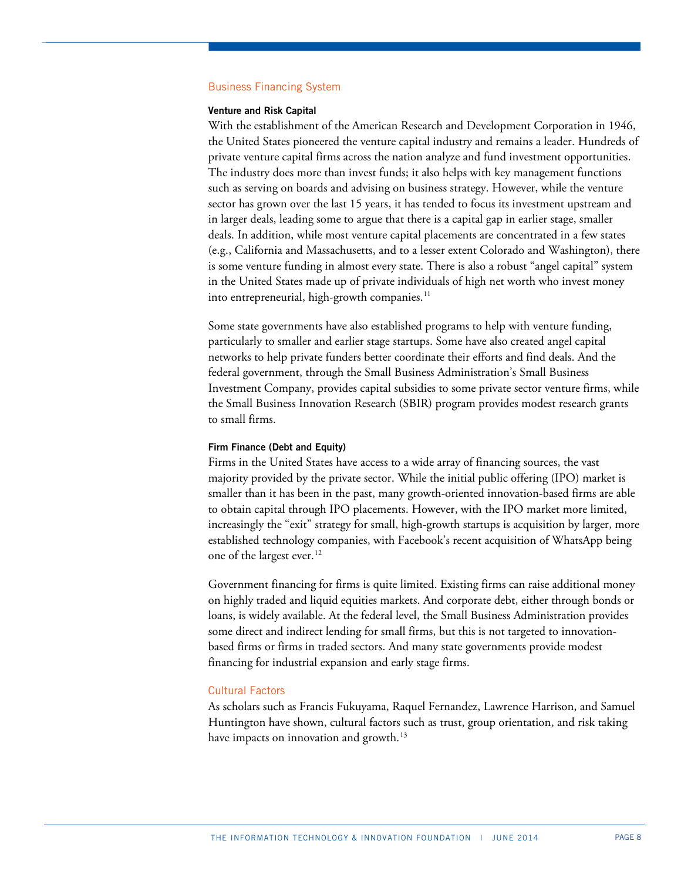## Business Financing System

### Venture and Risk Capital

With the establishment of the American Research and Development Corporation in 1946, the United States pioneered the venture capital industry and remains a leader. Hundreds of private venture capital firms across the nation analyze and fund investment opportunities. The industry does more than invest funds; it also helps with key management functions such as serving on boards and advising on business strategy. However, while the venture sector has grown over the last 15 years, it has tended to focus its investment upstream and in larger deals, leading some to argue that there is a capital gap in earlier stage, smaller deals. In addition, while most venture capital placements are concentrated in a few states (e.g., California and Massachusetts, and to a lesser extent Colorado and Washington), there is some venture funding in almost every state. There is also a robust "angel capital" system in the United States made up of private individuals of high net worth who invest money into entrepreneurial, high-growth companies.[11]

Some state governments have also established programs to help with venture funding, particularly to smaller and earlier stage startups. Some have also created angel capital networks to help private funders better coordinate their efforts and find deals. And the federal government, through the Small Business Administration's Small Business Investment Company, provides capital subsidies to some private sector venture firms, while the Small Business Innovation Research (SBIR) program provides modest research grants to small firms.

### Firm Finance (Debt and Equity)

Firms in the United States have access to a wide array of financing sources, the vast majority provided by the private sector. While the initial public offering (IPO) market is smaller than it has been in the past, many growth-oriented innovation-based firms are able to obtain capital through IPO placements. However, with the IPO market more limited, increasingly the "exit" strategy for small, high-growth startups is acquisition by larger, more established technology companies, with Facebook's recent acquisition of WhatsApp being one of the largest ever.[12]

Government financing for firms is quite limited. Existing firms can raise additional money on highly traded and liquid equities markets. And corporate debt, either through bonds or loans, is widely available. At the federal level, the Small Business Administration provides some direct and indirect lending for small firms, but this is not targeted to innovation-based firms or firms in traded sectors. And many state governments provide modest financing for industrial expansion and early stage firms.

## Cultural Factors

As scholars such as Francis Fukuyama, Raquel Fernandez, Lawrence Harrison, and Samuel Huntington have shown, cultural factors such as trust, group orientation, and risk taking have impacts on innovation and growth.[13]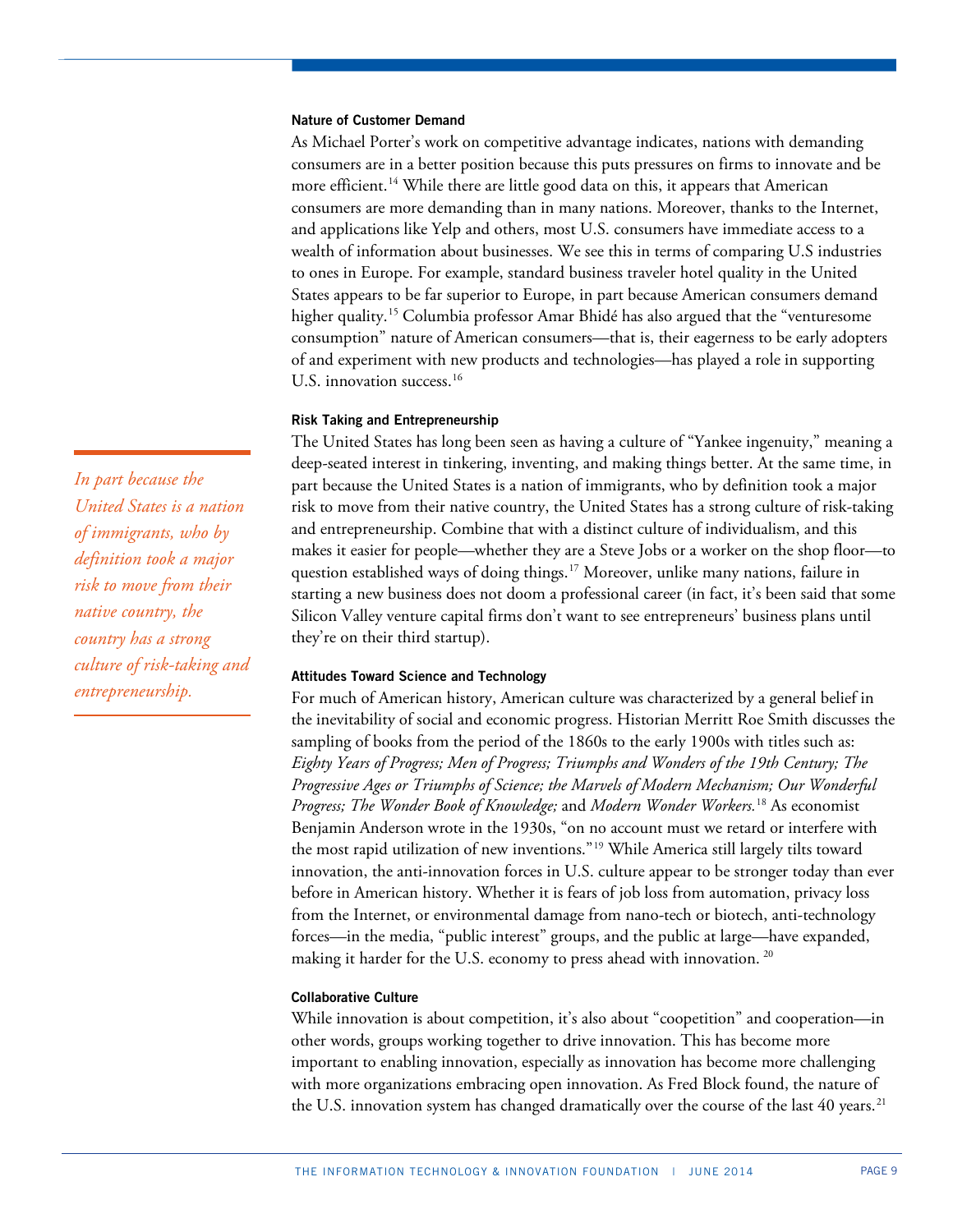#### Nature of Customer Demand

As Michael Porter's work on competitive advantage indicates, nations with demanding consumers are in a better position because this puts pressures on firms to innovate and be more efficient.[14] While there are little good data on this, it appears that American consumers are more demanding than in many nations. Moreover, thanks to the Internet, and applications like Yelp and others, most U.S. consumers have immediate access to a wealth of information about businesses. We see this in terms of comparing U.S industries to ones in Europe. For example, standard business traveler hotel quality in the United States appears to be far superior to Europe, in part because American consumers demand higher quality.[15] Columbia professor Amar Bhidé has also argued that the "venturesome consumption" nature of American consumers—that is, their eagerness to be early adopters of and experiment with new products and technologies—has played a role in supporting U.S. innovation success.[16]

#### Risk Taking and Entrepreneurship

The United States has long been seen as having a culture of "Yankee ingenuity," meaning a deep-seated interest in tinkering, inventing, and making things better. At the same time, in part because the United States is a nation of immigrants, who by definition took a major risk to move from their native country, the United States has a strong culture of risk-taking and entrepreneurship. Combine that with a distinct culture of individualism, and this makes it easier for people—whether they are a Steve Jobs or a worker on the shop floor—to question established ways of doing things.[17] Moreover, unlike many nations, failure in starting a new business does not doom a professional career (in fact, it's been said that some Silicon Valley venture capital firms don't want to see entrepreneurs' business plans until they're on their third startup).

*In part because the United States is a nation of immigrants, who by definition took a major risk to move from their native country, the country has a strong culture of risk-taking and entrepreneurship.*

#### Attitudes Toward Science and Technology

For much of American history, American culture was characterized by a general belief in the inevitability of social and economic progress. Historian Merritt Roe Smith discusses the sampling of books from the period of the 1860s to the early 1900s with titles such as: *Eighty Years of Progress; Men of Progress; Triumphs and Wonders of the 19th Century; The Progressive Ages or Triumphs of Science; the Marvels of Modern Mechanism; Our Wonderful Progress; The Wonder Book of Knowledge;* and *Modern Wonder Workers.*[18] As economist Benjamin Anderson wrote in the 1930s, "on no account must we retard or interfere with the most rapid utilization of new inventions."[19] While America still largely tilts toward innovation, the anti-innovation forces in U.S. culture appear to be stronger today than ever before in American history. Whether it is fears of job loss from automation, privacy loss from the Internet, or environmental damage from nano-tech or biotech, anti-technology forces—in the media, "public interest" groups, and the public at large—have expanded, making it harder for the U.S. economy to press ahead with innovation.[20]

#### Collaborative Culture

While innovation is about competition, it's also about "coopetition" and cooperation—in other words, groups working together to drive innovation. This has become more important to enabling innovation, especially as innovation has become more challenging with more organizations embracing open innovation. As Fred Block found, the nature of the U.S. innovation system has changed dramatically over the course of the last 40 years.[21]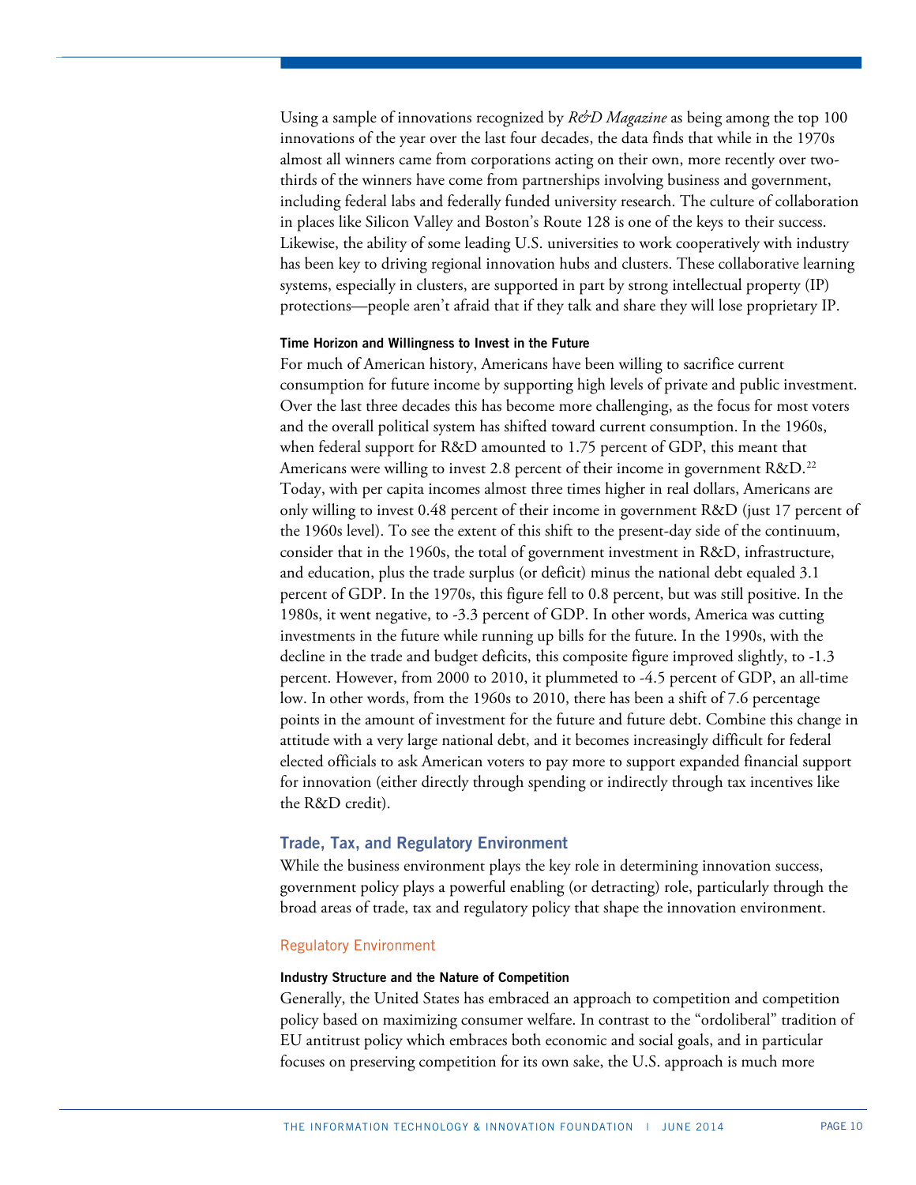Using a sample of innovations recognized by *R&D Magazine* as being among the top 100 innovations of the year over the last four decades, the data finds that while in the 1970s almost all winners came from corporations acting on their own, more recently over two-thirds of the winners have come from partnerships involving business and government, including federal labs and federally funded university research. The culture of collaboration in places like Silicon Valley and Boston's Route 128 is one of the keys to their success. Likewise, the ability of some leading U.S. universities to work cooperatively with industry has been key to driving regional innovation hubs and clusters. These collaborative learning systems, especially in clusters, are supported in part by strong intellectual property (IP) protections—people aren't afraid that if they talk and share they will lose proprietary IP.

#### Time Horizon and Willingness to Invest in the Future

For much of American history, Americans have been willing to sacrifice current consumption for future income by supporting high levels of private and public investment. Over the last three decades this has become more challenging, as the focus for most voters and the overall political system has shifted toward current consumption. In the 1960s, when federal support for R&D amounted to 1.75 percent of GDP, this meant that Americans were willing to invest 2.8 percent of their income in government R&D.[22] Today, with per capita incomes almost three times higher in real dollars, Americans are only willing to invest 0.48 percent of their income in government R&D (just 17 percent of the 1960s level). To see the extent of this shift to the present-day side of the continuum, consider that in the 1960s, the total of government investment in R&D, infrastructure, and education, plus the trade surplus (or deficit) minus the national debt equaled 3.1 percent of GDP. In the 1970s, this figure fell to 0.8 percent, but was still positive. In the 1980s, it went negative, to -3.3 percent of GDP. In other words, America was cutting investments in the future while running up bills for the future. In the 1990s, with the decline in the trade and budget deficits, this composite figure improved slightly, to -1.3 percent. However, from 2000 to 2010, it plummeted to -4.5 percent of GDP, an all-time low. In other words, from the 1960s to 2010, there has been a shift of 7.6 percentage points in the amount of investment for the future and future debt. Combine this change in attitude with a very large national debt, and it becomes increasingly difficult for federal elected officials to ask American voters to pay more to support expanded financial support for innovation (either directly through spending or indirectly through tax incentives like the R&D credit).

## Trade, Tax, and Regulatory Environment

While the business environment plays the key role in determining innovation success, government policy plays a powerful enabling (or detracting) role, particularly through the broad areas of trade, tax and regulatory policy that shape the innovation environment.

### Regulatory Environment

#### Industry Structure and the Nature of Competition

Generally, the United States has embraced an approach to competition and competition policy based on maximizing consumer welfare. In contrast to the "ordoliberal" tradition of EU antitrust policy which embraces both economic and social goals, and in particular focuses on preserving competition for its own sake, the U.S. approach is much more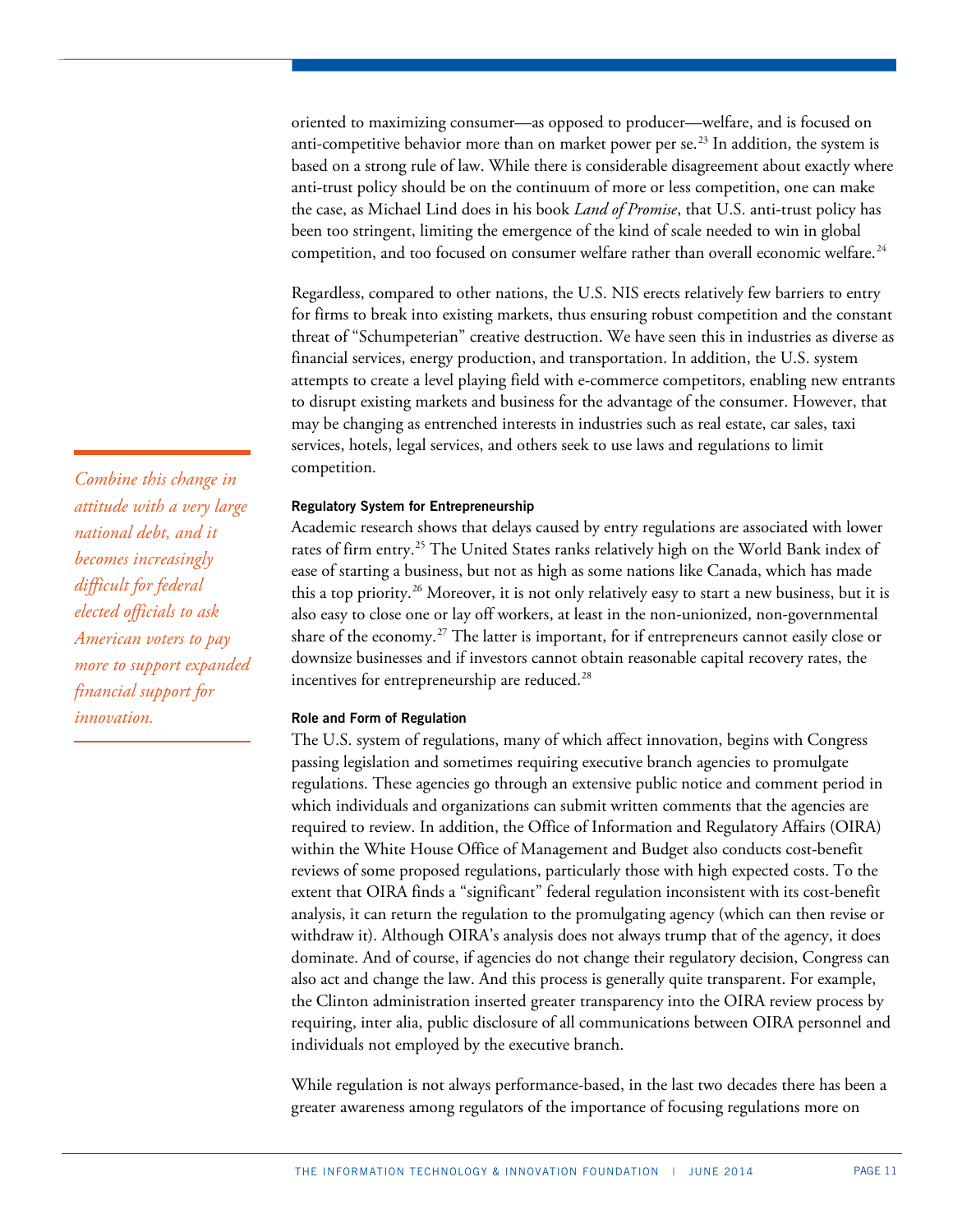oriented to maximizing consumer—as opposed to producer—welfare, and is focused on anti-competitive behavior more than on market power per se.[23] In addition, the system is based on a strong rule of law. While there is considerable disagreement about exactly where anti-trust policy should be on the continuum of more or less competition, one can make the case, as Michael Lind does in his book *Land of Promise*, that U.S. anti-trust policy has been too stringent, limiting the emergence of the kind of scale needed to win in global competition, and too focused on consumer welfare rather than overall economic welfare.[24]

Regardless, compared to other nations, the U.S. NIS erects relatively few barriers to entry for firms to break into existing markets, thus ensuring robust competition and the constant threat of "Schumpeterian" creative destruction. We have seen this in industries as diverse as financial services, energy production, and transportation. In addition, the U.S. system attempts to create a level playing field with e-commerce competitors, enabling new entrants to disrupt existing markets and business for the advantage of the consumer. However, that may be changing as entrenched interests in industries such as real estate, car sales, taxi services, hotels, legal services, and others seek to use laws and regulations to limit competition.

*Combine this change in attitude with a very large national debt, and it becomes increasingly difficult for federal elected officials to ask American voters to pay more to support expanded financial support for innovation.*

### Regulatory System for Entrepreneurship

Academic research shows that delays caused by entry regulations are associated with lower rates of firm entry.[25] The United States ranks relatively high on the World Bank index of ease of starting a business, but not as high as some nations like Canada, which has made this a top priority.[26] Moreover, it is not only relatively easy to start a new business, but it is also easy to close one or lay off workers, at least in the non-unionized, non-governmental share of the economy.[27] The latter is important, for if entrepreneurs cannot easily close or downsize businesses and if investors cannot obtain reasonable capital recovery rates, the incentives for entrepreneurship are reduced.[28]

### Role and Form of Regulation

The U.S. system of regulations, many of which affect innovation, begins with Congress passing legislation and sometimes requiring executive branch agencies to promulgate regulations. These agencies go through an extensive public notice and comment period in which individuals and organizations can submit written comments that the agencies are required to review. In addition, the Office of Information and Regulatory Affairs (OIRA) within the White House Office of Management and Budget also conducts cost-benefit reviews of some proposed regulations, particularly those with high expected costs. To the extent that OIRA finds a "significant" federal regulation inconsistent with its cost-benefit analysis, it can return the regulation to the promulgating agency (which can then revise or withdraw it). Although OIRA's analysis does not always trump that of the agency, it does dominate. And of course, if agencies do not change their regulatory decision, Congress can also act and change the law. And this process is generally quite transparent. For example, the Clinton administration inserted greater transparency into the OIRA review process by requiring, inter alia, public disclosure of all communications between OIRA personnel and individuals not employed by the executive branch.

While regulation is not always performance-based, in the last two decades there has been a greater awareness among regulators of the importance of focusing regulations more on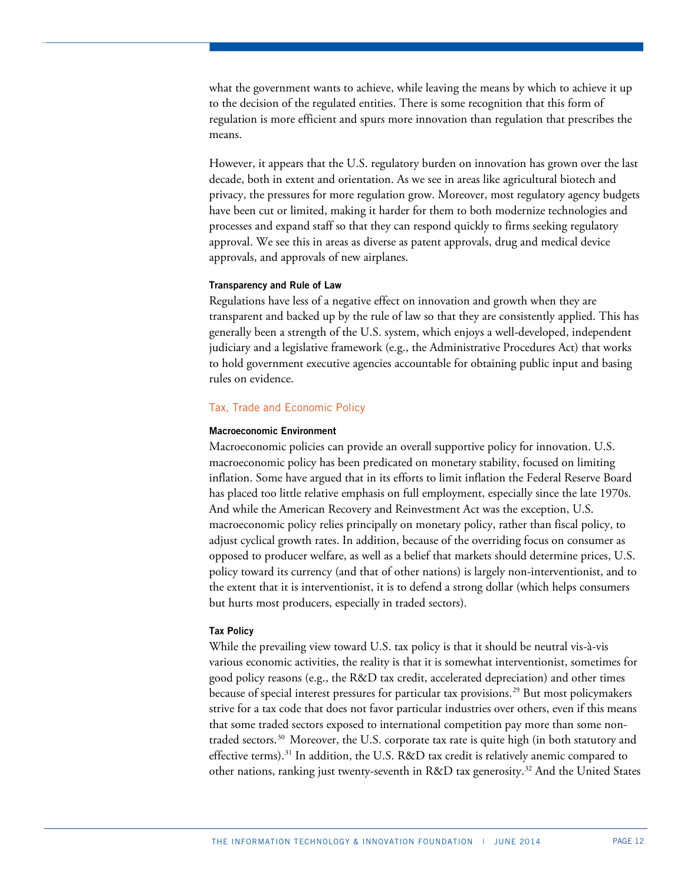what the government wants to achieve, while leaving the means by which to achieve it up to the decision of the regulated entities. There is some recognition that this form of regulation is more efficient and spurs more innovation than regulation that prescribes the means.

However, it appears that the U.S. regulatory burden on innovation has grown over the last decade, both in extent and orientation. As we see in areas like agricultural biotech and privacy, the pressures for more regulation grow. Moreover, most regulatory agency budgets have been cut or limited, making it harder for them to both modernize technologies and processes and expand staff so that they can respond quickly to firms seeking regulatory approval. We see this in areas as diverse as patent approvals, drug and medical device approvals, and approvals of new airplanes.

#### Transparency and Rule of Law

Regulations have less of a negative effect on innovation and growth when they are transparent and backed up by the rule of law so that they are consistently applied. This has generally been a strength of the U.S. system, which enjoys a well-developed, independent judiciary and a legislative framework (e.g., the Administrative Procedures Act) that works to hold government executive agencies accountable for obtaining public input and basing rules on evidence.

### Tax, Trade and Economic Policy

#### Macroeconomic Environment

Macroeconomic policies can provide an overall supportive policy for innovation. U.S. macroeconomic policy has been predicated on monetary stability, focused on limiting inflation. Some have argued that in its efforts to limit inflation the Federal Reserve Board has placed too little relative emphasis on full employment, especially since the late 1970s. And while the American Recovery and Reinvestment Act was the exception, U.S. macroeconomic policy relies principally on monetary policy, rather than fiscal policy, to adjust cyclical growth rates. In addition, because of the overriding focus on consumer as opposed to producer welfare, as well as a belief that markets should determine prices, U.S. policy toward its currency (and that of other nations) is largely non-interventionist, and to the extent that it is interventionist, it is to defend a strong dollar (which helps consumers but hurts most producers, especially in traded sectors).

#### Tax Policy

While the prevailing view toward U.S. tax policy is that it should be neutral vis-à-vis various economic activities, the reality is that it is somewhat interventionist, sometimes for good policy reasons (e.g., the R&D tax credit, accelerated depreciation) and other times because of special interest pressures for particular tax provisions.[29] But most policymakers strive for a tax code that does not favor particular industries over others, even if this means that some traded sectors exposed to international competition pay more than some non-traded sectors.[30] Moreover, the U.S. corporate tax rate is quite high (in both statutory and effective terms).[31] In addition, the U.S. R&D tax credit is relatively anemic compared to other nations, ranking just twenty-seventh in R&D tax generosity.[32] And the United States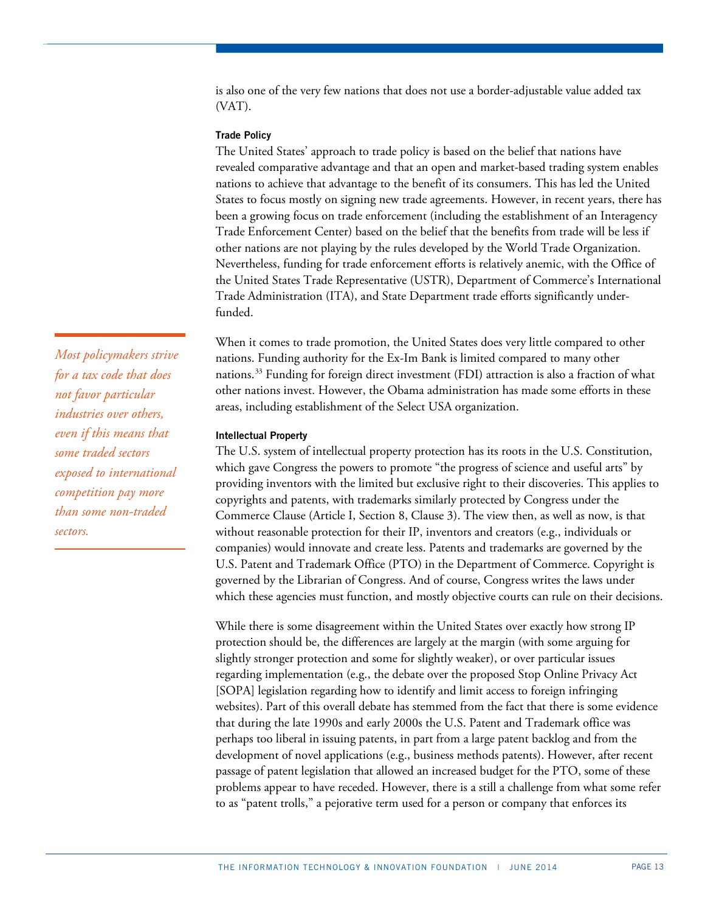is also one of the very few nations that does not use a border-adjustable value added tax (VAT).

### Trade Policy

The United States' approach to trade policy is based on the belief that nations have revealed comparative advantage and that an open and market-based trading system enables nations to achieve that advantage to the benefit of its consumers. This has led the United States to focus mostly on signing new trade agreements. However, in recent years, there has been a growing focus on trade enforcement (including the establishment of an Interagency Trade Enforcement Center) based on the belief that the benefits from trade will be less if other nations are not playing by the rules developed by the World Trade Organization. Nevertheless, funding for trade enforcement efforts is relatively anemic, with the Office of the United States Trade Representative (USTR), Department of Commerce's International Trade Administration (ITA), and State Department trade efforts significantly under-funded.

*Most policymakers strive for a tax code that does not favor particular industries over others, even if this means that some traded sectors exposed to international competition pay more than some non-traded sectors.*

When it comes to trade promotion, the United States does very little compared to other nations. Funding authority for the Ex-Im Bank is limited compared to many other nations.[33] Funding for foreign direct investment (FDI) attraction is also a fraction of what other nations invest. However, the Obama administration has made some efforts in these areas, including establishment of the Select USA organization.

### Intellectual Property

The U.S. system of intellectual property protection has its roots in the U.S. Constitution, which gave Congress the powers to promote "the progress of science and useful arts" by providing inventors with the limited but exclusive right to their discoveries. This applies to copyrights and patents, with trademarks similarly protected by Congress under the Commerce Clause (Article I, Section 8, Clause 3). The view then, as well as now, is that without reasonable protection for their IP, inventors and creators (e.g., individuals or companies) would innovate and create less. Patents and trademarks are governed by the U.S. Patent and Trademark Office (PTO) in the Department of Commerce. Copyright is governed by the Librarian of Congress. And of course, Congress writes the laws under which these agencies must function, and mostly objective courts can rule on their decisions.

While there is some disagreement within the United States over exactly how strong IP protection should be, the differences are largely at the margin (with some arguing for slightly stronger protection and some for slightly weaker), or over particular issues regarding implementation (e.g., the debate over the proposed Stop Online Privacy Act [SOPA] legislation regarding how to identify and limit access to foreign infringing websites). Part of this overall debate has stemmed from the fact that there is some evidence that during the late 1990s and early 2000s the U.S. Patent and Trademark office was perhaps too liberal in issuing patents, in part from a large patent backlog and from the development of novel applications (e.g., business methods patents). However, after recent passage of patent legislation that allowed an increased budget for the PTO, some of these problems appear to have receded. However, there is a still a challenge from what some refer to as "patent trolls," a pejorative term used for a person or company that enforces its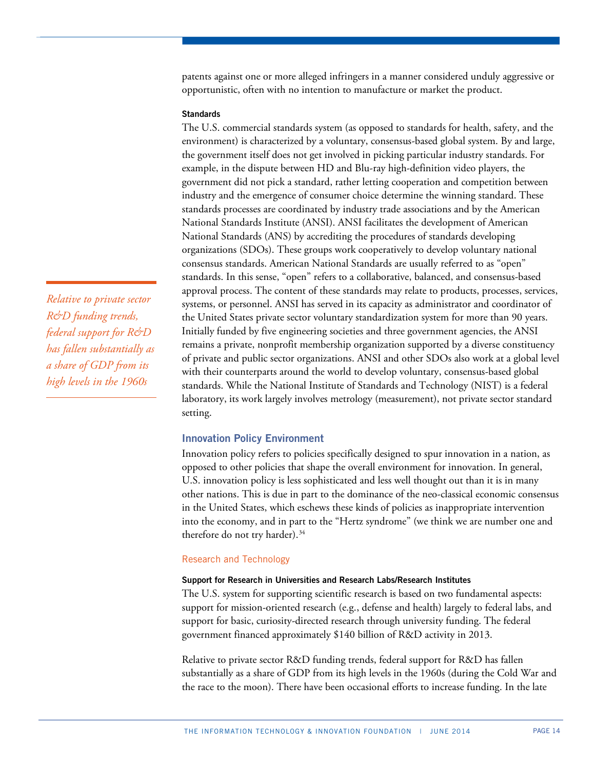patents against one or more alleged infringers in a manner considered unduly aggressive or opportunistic, often with no intention to manufacture or market the product.

#### Standards

The U.S. commercial standards system (as opposed to standards for health, safety, and the environment) is characterized by a voluntary, consensus-based global system. By and large, the government itself does not get involved in picking particular industry standards. For example, in the dispute between HD and Blu-ray high-definition video players, the government did not pick a standard, rather letting cooperation and competition between industry and the emergence of consumer choice determine the winning standard. These standards processes are coordinated by industry trade associations and by the American National Standards Institute (ANSI). ANSI facilitates the development of American National Standards (ANS) by accrediting the procedures of standards developing organizations (SDOs). These groups work cooperatively to develop voluntary national consensus standards. American National Standards are usually referred to as "open" standards. In this sense, "open" refers to a collaborative, balanced, and consensus-based approval process. The content of these standards may relate to products, processes, services, systems, or personnel. ANSI has served in its capacity as administrator and coordinator of the United States private sector voluntary standardization system for more than 90 years. Initially funded by five engineering societies and three government agencies, the ANSI remains a private, nonprofit membership organization supported by a diverse constituency of private and public sector organizations. ANSI and other SDOs also work at a global level with their counterparts around the world to develop voluntary, consensus-based global standards. While the National Institute of Standards and Technology (NIST) is a federal laboratory, its work largely involves metrology (measurement), not private sector standard setting.

*Relative to private sector R&D funding trends, federal support for R&D has fallen substantially as a share of GDP from its high levels in the 1960s*

## Innovation Policy Environment

Innovation policy refers to policies specifically designed to spur innovation in a nation, as opposed to other policies that shape the overall environment for innovation. In general, U.S. innovation policy is less sophisticated and less well thought out than it is in many other nations. This is due in part to the dominance of the neo-classical economic consensus in the United States, which eschews these kinds of policies as inappropriate intervention into the economy, and in part to the "Hertz syndrome" (we think we are number one and therefore do not try harder).[34]

### Research and Technology

#### Support for Research in Universities and Research Labs/Research Institutes

The U.S. system for supporting scientific research is based on two fundamental aspects: support for mission-oriented research (e.g., defense and health) largely to federal labs, and support for basic, curiosity-directed research through university funding. The federal government financed approximately $140 billion of R&D activity in 2013.

Relative to private sector R&D funding trends, federal support for R&D has fallen substantially as a share of GDP from its high levels in the 1960s (during the Cold War and the race to the moon). There have been occasional efforts to increase funding. In the late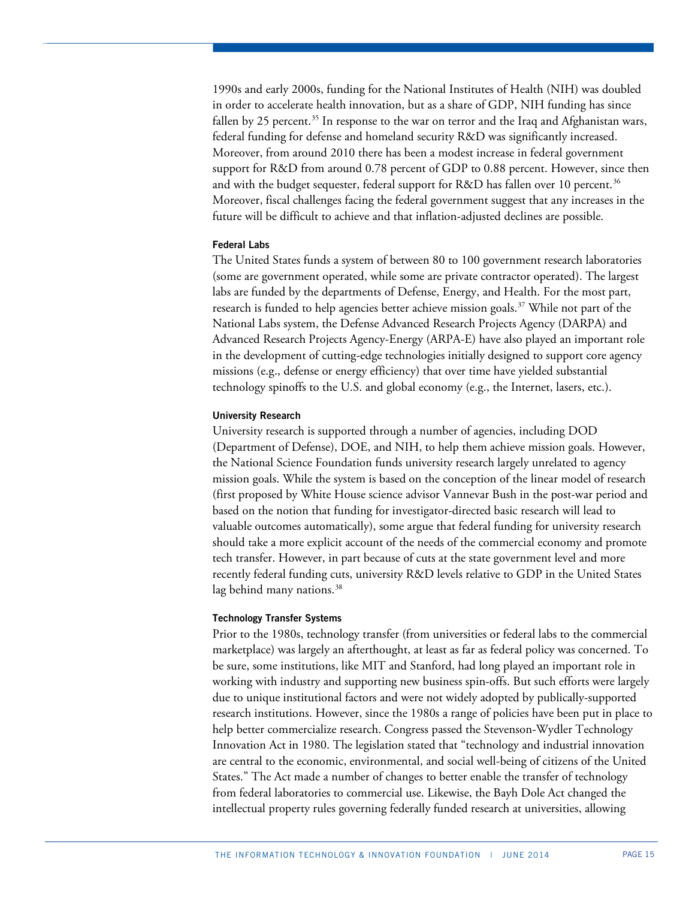1990s and early 2000s, funding for the National Institutes of Health (NIH) was doubled in order to accelerate health innovation, but as a share of GDP, NIH funding has since fallen by 25 percent.[35] In response to the war on terror and the Iraq and Afghanistan wars, federal funding for defense and homeland security R&D was significantly increased. Moreover, from around 2010 there has been a modest increase in federal government support for R&D from around 0.78 percent of GDP to 0.88 percent. However, since then and with the budget sequester, federal support for R&D has fallen over 10 percent.[36] Moreover, fiscal challenges facing the federal government suggest that any increases in the future will be difficult to achieve and that inflation-adjusted declines are possible.

#### Federal Labs

The United States funds a system of between 80 to 100 government research laboratories (some are government operated, while some are private contractor operated). The largest labs are funded by the departments of Defense, Energy, and Health. For the most part, research is funded to help agencies better achieve mission goals.[37] While not part of the National Labs system, the Defense Advanced Research Projects Agency (DARPA) and Advanced Research Projects Agency-Energy (ARPA-E) have also played an important role in the development of cutting-edge technologies initially designed to support core agency missions (e.g., defense or energy efficiency) that over time have yielded substantial technology spinoffs to the U.S. and global economy (e.g., the Internet, lasers, etc.).

#### University Research

University research is supported through a number of agencies, including DOD (Department of Defense), DOE, and NIH, to help them achieve mission goals. However, the National Science Foundation funds university research largely unrelated to agency mission goals. While the system is based on the conception of the linear model of research (first proposed by White House science advisor Vannevar Bush in the post-war period and based on the notion that funding for investigator-directed basic research will lead to valuable outcomes automatically), some argue that federal funding for university research should take a more explicit account of the needs of the commercial economy and promote tech transfer. However, in part because of cuts at the state government level and more recently federal funding cuts, university R&D levels relative to GDP in the United States lag behind many nations.[38]

#### Technology Transfer Systems

Prior to the 1980s, technology transfer (from universities or federal labs to the commercial marketplace) was largely an afterthought, at least as far as federal policy was concerned. To be sure, some institutions, like MIT and Stanford, had long played an important role in working with industry and supporting new business spin-offs. But such efforts were largely due to unique institutional factors and were not widely adopted by publically-supported research institutions. However, since the 1980s a range of policies have been put in place to help better commercialize research. Congress passed the Stevenson-Wydler Technology Innovation Act in 1980. The legislation stated that "technology and industrial innovation are central to the economic, environmental, and social well-being of citizens of the United States." The Act made a number of changes to better enable the transfer of technology from federal laboratories to commercial use. Likewise, the Bayh Dole Act changed the intellectual property rules governing federally funded research at universities, allowing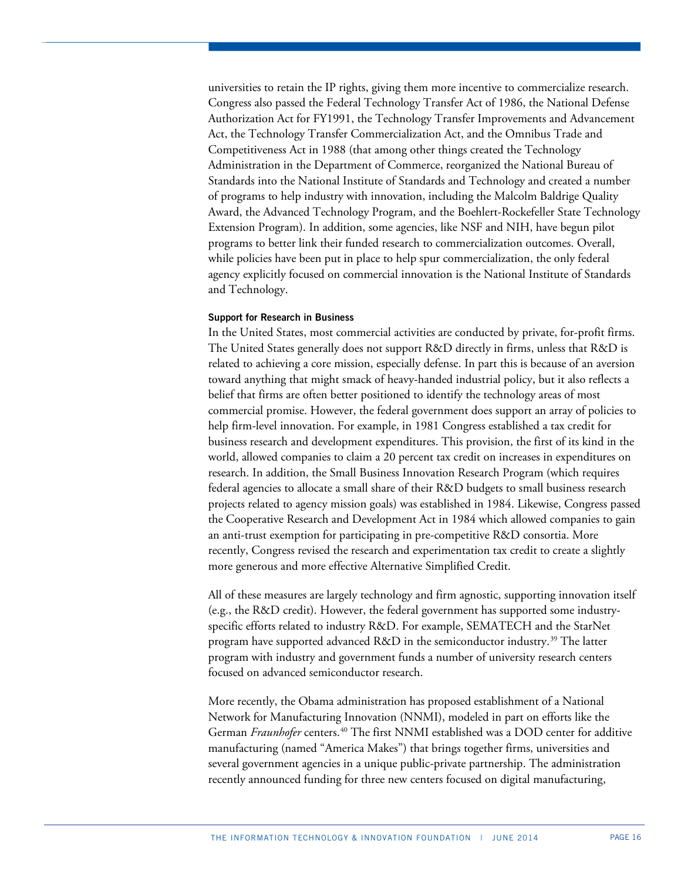universities to retain the IP rights, giving them more incentive to commercialize research. Congress also passed the Federal Technology Transfer Act of 1986, the National Defense Authorization Act for FY1991, the Technology Transfer Improvements and Advancement Act, the Technology Transfer Commercialization Act, and the Omnibus Trade and Competitiveness Act in 1988 (that among other things created the Technology Administration in the Department of Commerce, reorganized the National Bureau of Standards into the National Institute of Standards and Technology and created a number of programs to help industry with innovation, including the Malcolm Baldrige Quality Award, the Advanced Technology Program, and the Boehlert-Rockefeller State Technology Extension Program). In addition, some agencies, like NSF and NIH, have begun pilot programs to better link their funded research to commercialization outcomes. Overall, while policies have been put in place to help spur commercialization, the only federal agency explicitly focused on commercial innovation is the National Institute of Standards and Technology.

#### Support for Research in Business

In the United States, most commercial activities are conducted by private, for-profit firms. The United States generally does not support R&D directly in firms, unless that R&D is related to achieving a core mission, especially defense. In part this is because of an aversion toward anything that might smack of heavy-handed industrial policy, but it also reflects a belief that firms are often better positioned to identify the technology areas of most commercial promise. However, the federal government does support an array of policies to help firm-level innovation. For example, in 1981 Congress established a tax credit for business research and development expenditures. This provision, the first of its kind in the world, allowed companies to claim a 20 percent tax credit on increases in expenditures on research. In addition, the Small Business Innovation Research Program (which requires federal agencies to allocate a small share of their R&D budgets to small business research projects related to agency mission goals) was established in 1984. Likewise, Congress passed the Cooperative Research and Development Act in 1984 which allowed companies to gain an anti-trust exemption for participating in pre-competitive R&D consortia. More recently, Congress revised the research and experimentation tax credit to create a slightly more generous and more effective Alternative Simplified Credit.

All of these measures are largely technology and firm agnostic, supporting innovation itself (e.g., the R&D credit). However, the federal government has supported some industry-specific efforts related to industry R&D. For example, SEMATECH and the StarNet program have supported advanced R&D in the semiconductor industry.[39] The latter program with industry and government funds a number of university research centers focused on advanced semiconductor research.

More recently, the Obama administration has proposed establishment of a National Network for Manufacturing Innovation (NNMI), modeled in part on efforts like the German *Fraunhofer* centers.[40] The first NNMI established was a DOD center for additive manufacturing (named "America Makes") that brings together firms, universities and several government agencies in a unique public-private partnership. The administration recently announced funding for three new centers focused on digital manufacturing,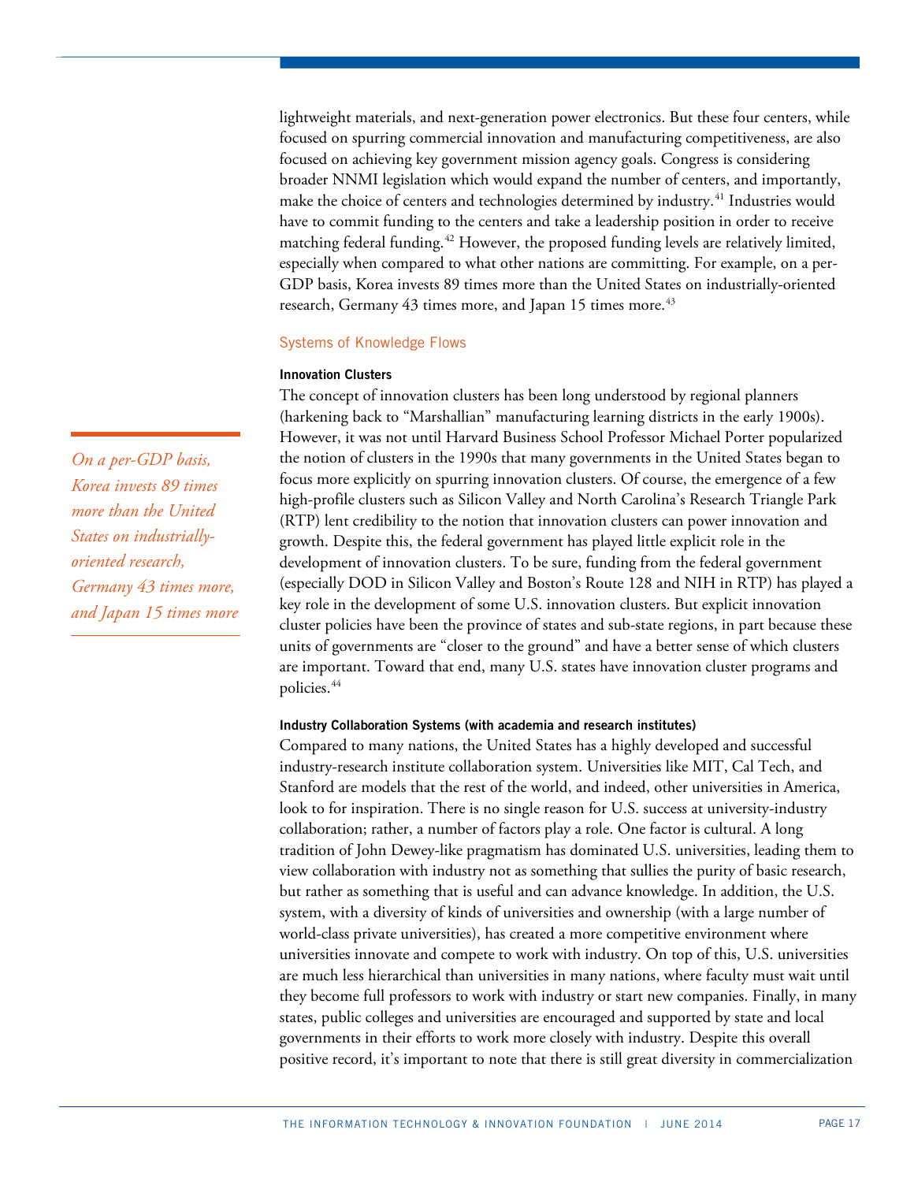lightweight materials, and next-generation power electronics. But these four centers, while focused on spurring commercial innovation and manufacturing competitiveness, are also focused on achieving key government mission agency goals. Congress is considering broader NNMI legislation which would expand the number of centers, and importantly, make the choice of centers and technologies determined by industry.[41] Industries would have to commit funding to the centers and take a leadership position in order to receive matching federal funding.[42] However, the proposed funding levels are relatively limited, especially when compared to what other nations are committing. For example, on a per-GDP basis, Korea invests 89 times more than the United States on industrially-oriented research, Germany 43 times more, and Japan 15 times more.[43]

*On a per-GDP basis, Korea invests 89 times more than the United States on industrially-oriented research, Germany 43 times more, and Japan 15 times more*

## Systems of Knowledge Flows

### Innovation Clusters

The concept of innovation clusters has been long understood by regional planners (harkening back to "Marshallian" manufacturing learning districts in the early 1900s). However, it was not until Harvard Business School Professor Michael Porter popularized the notion of clusters in the 1990s that many governments in the United States began to focus more explicitly on spurring innovation clusters. Of course, the emergence of a few high-profile clusters such as Silicon Valley and North Carolina's Research Triangle Park (RTP) lent credibility to the notion that innovation clusters can power innovation and growth. Despite this, the federal government has played little explicit role in the development of innovation clusters. To be sure, funding from the federal government (especially DOD in Silicon Valley and Boston's Route 128 and NIH in RTP) has played a key role in the development of some U.S. innovation clusters. But explicit innovation cluster policies have been the province of states and sub-state regions, in part because these units of governments are "closer to the ground" and have a better sense of which clusters are important. Toward that end, many U.S. states have innovation cluster programs and policies.[44]

### Industry Collaboration Systems (with academia and research institutes)

Compared to many nations, the United States has a highly developed and successful industry-research institute collaboration system. Universities like MIT, Cal Tech, and Stanford are models that the rest of the world, and indeed, other universities in America, look to for inspiration. There is no single reason for U.S. success at university-industry collaboration; rather, a number of factors play a role. One factor is cultural. A long tradition of John Dewey-like pragmatism has dominated U.S. universities, leading them to view collaboration with industry not as something that sullies the purity of basic research, but rather as something that is useful and can advance knowledge. In addition, the U.S. system, with a diversity of kinds of universities and ownership (with a large number of world-class private universities), has created a more competitive environment where universities innovate and compete to work with industry. On top of this, U.S. universities are much less hierarchical than universities in many nations, where faculty must wait until they become full professors to work with industry or start new companies. Finally, in many states, public colleges and universities are encouraged and supported by state and local governments in their efforts to work more closely with industry. Despite this overall positive record, it's important to note that there is still great diversity in commercialization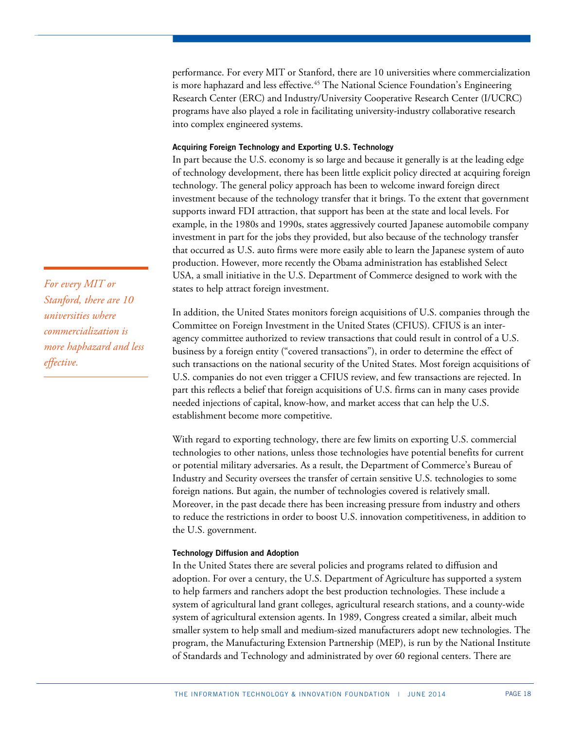performance. For every MIT or Stanford, there are 10 universities where commercialization is more haphazard and less effective.[45] The National Science Foundation's Engineering Research Center (ERC) and Industry/University Cooperative Research Center (I/UCRC) programs have also played a role in facilitating university-industry collaborative research into complex engineered systems.

*For every MIT or Stanford, there are 10 universities where commercialization is more haphazard and less effective.*

#### Acquiring Foreign Technology and Exporting U.S. Technology

In part because the U.S. economy is so large and because it generally is at the leading edge of technology development, there has been little explicit policy directed at acquiring foreign technology. The general policy approach has been to welcome inward foreign direct investment because of the technology transfer that it brings. To the extent that government supports inward FDI attraction, that support has been at the state and local levels. For example, in the 1980s and 1990s, states aggressively courted Japanese automobile company investment in part for the jobs they provided, but also because of the technology transfer that occurred as U.S. auto firms were more easily able to learn the Japanese system of auto production. However, more recently the Obama administration has established Select USA, a small initiative in the U.S. Department of Commerce designed to work with the states to help attract foreign investment.

In addition, the United States monitors foreign acquisitions of U.S. companies through the Committee on Foreign Investment in the United States (CFIUS). CFIUS is an inter-agency committee authorized to review transactions that could result in control of a U.S. business by a foreign entity ("covered transactions"), in order to determine the effect of such transactions on the national security of the United States. Most foreign acquisitions of U.S. companies do not even trigger a CFIUS review, and few transactions are rejected. In part this reflects a belief that foreign acquisitions of U.S. firms can in many cases provide needed injections of capital, know-how, and market access that can help the U.S. establishment become more competitive.

With regard to exporting technology, there are few limits on exporting U.S. commercial technologies to other nations, unless those technologies have potential benefits for current or potential military adversaries. As a result, the Department of Commerce's Bureau of Industry and Security oversees the transfer of certain sensitive U.S. technologies to some foreign nations. But again, the number of technologies covered is relatively small. Moreover, in the past decade there has been increasing pressure from industry and others to reduce the restrictions in order to boost U.S. innovation competitiveness, in addition to the U.S. government.

#### Technology Diffusion and Adoption

In the United States there are several policies and programs related to diffusion and adoption. For over a century, the U.S. Department of Agriculture has supported a system to help farmers and ranchers adopt the best production technologies. These include a system of agricultural land grant colleges, agricultural research stations, and a county-wide system of agricultural extension agents. In 1989, Congress created a similar, albeit much smaller system to help small and medium-sized manufacturers adopt new technologies. The program, the Manufacturing Extension Partnership (MEP), is run by the National Institute of Standards and Technology and administrated by over 60 regional centers. There are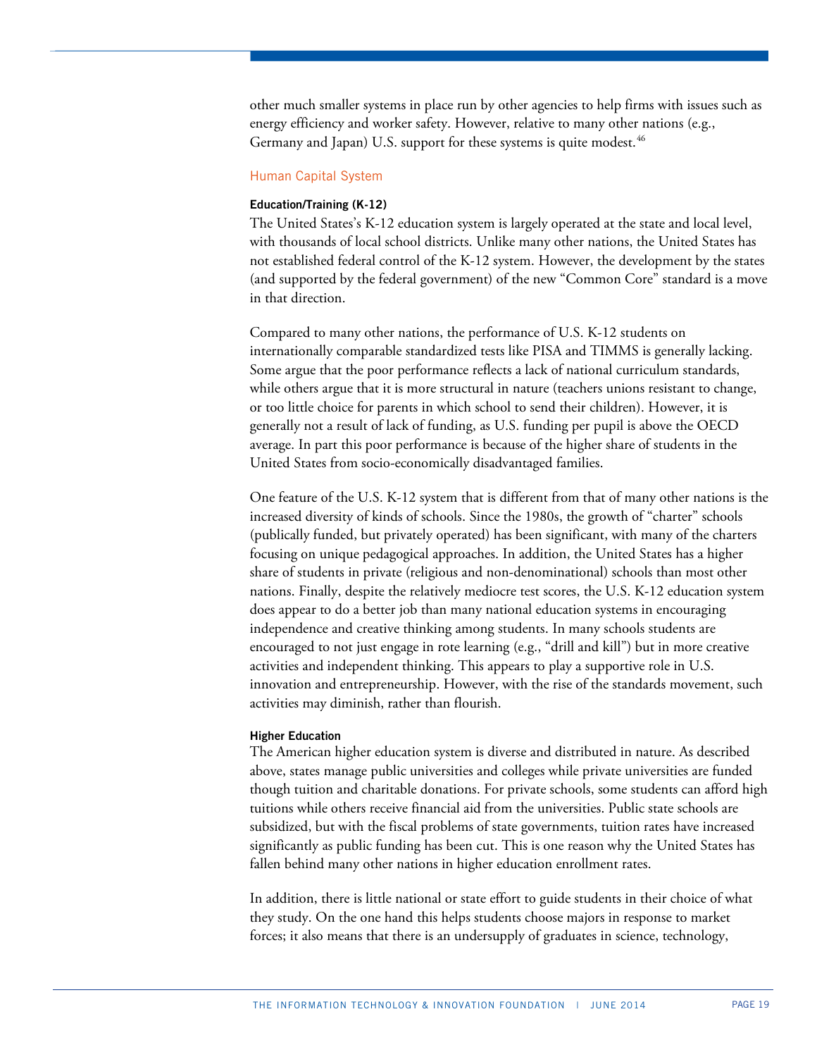other much smaller systems in place run by other agencies to help firms with issues such as energy efficiency and worker safety. However, relative to many other nations (e.g., Germany and Japan) U.S. support for these systems is quite modest.[46]

## Human Capital System

#### Education/Training (K-12)

The United States's K-12 education system is largely operated at the state and local level, with thousands of local school districts. Unlike many other nations, the United States has not established federal control of the K-12 system. However, the development by the states (and supported by the federal government) of the new "Common Core" standard is a move in that direction.

Compared to many other nations, the performance of U.S. K-12 students on internationally comparable standardized tests like PISA and TIMMS is generally lacking. Some argue that the poor performance reflects a lack of national curriculum standards, while others argue that it is more structural in nature (teachers unions resistant to change, or too little choice for parents in which school to send their children). However, it is generally not a result of lack of funding, as U.S. funding per pupil is above the OECD average. In part this poor performance is because of the higher share of students in the United States from socio-economically disadvantaged families.

One feature of the U.S. K-12 system that is different from that of many other nations is the increased diversity of kinds of schools. Since the 1980s, the growth of "charter" schools (publically funded, but privately operated) has been significant, with many of the charters focusing on unique pedagogical approaches. In addition, the United States has a higher share of students in private (religious and non-denominational) schools than most other nations. Finally, despite the relatively mediocre test scores, the U.S. K-12 education system does appear to do a better job than many national education systems in encouraging independence and creative thinking among students. In many schools students are encouraged to not just engage in rote learning (e.g., "drill and kill") but in more creative activities and independent thinking. This appears to play a supportive role in U.S. innovation and entrepreneurship. However, with the rise of the standards movement, such activities may diminish, rather than flourish.

#### Higher Education

The American higher education system is diverse and distributed in nature. As described above, states manage public universities and colleges while private universities are funded though tuition and charitable donations. For private schools, some students can afford high tuitions while others receive financial aid from the universities. Public state schools are subsidized, but with the fiscal problems of state governments, tuition rates have increased significantly as public funding has been cut. This is one reason why the United States has fallen behind many other nations in higher education enrollment rates.

In addition, there is little national or state effort to guide students in their choice of what they study. On the one hand this helps students choose majors in response to market forces; it also means that there is an undersupply of graduates in science, technology,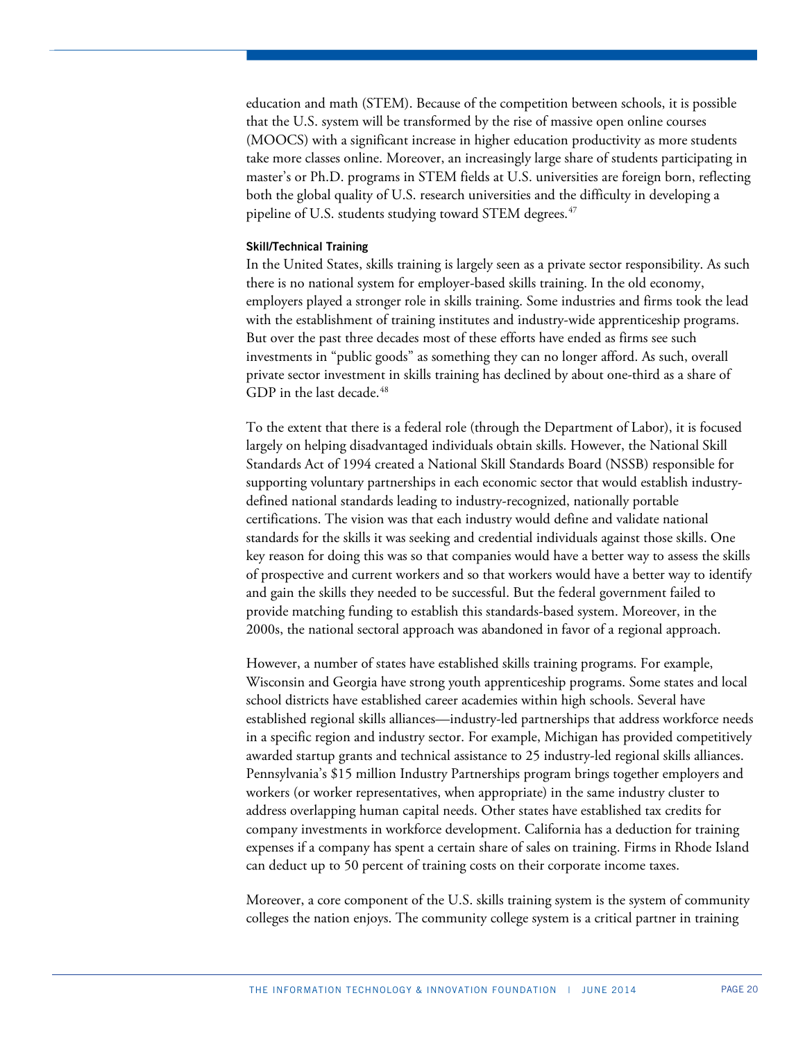education and math (STEM). Because of the competition between schools, it is possible that the U.S. system will be transformed by the rise of massive open online courses (MOOCS) with a significant increase in higher education productivity as more students take more classes online. Moreover, an increasingly large share of students participating in master's or Ph.D. programs in STEM fields at U.S. universities are foreign born, reflecting both the global quality of U.S. research universities and the difficulty in developing a pipeline of U.S. students studying toward STEM degrees.[47]

#### Skill/Technical Training

In the United States, skills training is largely seen as a private sector responsibility. As such there is no national system for employer-based skills training. In the old economy, employers played a stronger role in skills training. Some industries and firms took the lead with the establishment of training institutes and industry-wide apprenticeship programs. But over the past three decades most of these efforts have ended as firms see such investments in "public goods" as something they can no longer afford. As such, overall private sector investment in skills training has declined by about one-third as a share of GDP in the last decade.[48]

To the extent that there is a federal role (through the Department of Labor), it is focused largely on helping disadvantaged individuals obtain skills. However, the National Skill Standards Act of 1994 created a National Skill Standards Board (NSSB) responsible for supporting voluntary partnerships in each economic sector that would establish industry-defined national standards leading to industry-recognized, nationally portable certifications. The vision was that each industry would define and validate national standards for the skills it was seeking and credential individuals against those skills. One key reason for doing this was so that companies would have a better way to assess the skills of prospective and current workers and so that workers would have a better way to identify and gain the skills they needed to be successful. But the federal government failed to provide matching funding to establish this standards-based system. Moreover, in the 2000s, the national sectoral approach was abandoned in favor of a regional approach.

However, a number of states have established skills training programs. For example, Wisconsin and Georgia have strong youth apprenticeship programs. Some states and local school districts have established career academies within high schools. Several have established regional skills alliances—industry-led partnerships that address workforce needs in a specific region and industry sector. For example, Michigan has provided competitively awarded startup grants and technical assistance to 25 industry-led regional skills alliances. Pennsylvania's $15 million Industry Partnerships program brings together employers and workers (or worker representatives, when appropriate) in the same industry cluster to address overlapping human capital needs. Other states have established tax credits for company investments in workforce development. California has a deduction for training expenses if a company has spent a certain share of sales on training. Firms in Rhode Island can deduct up to 50 percent of training costs on their corporate income taxes.

Moreover, a core component of the U.S. skills training system is the system of community colleges the nation enjoys. The community college system is a critical partner in training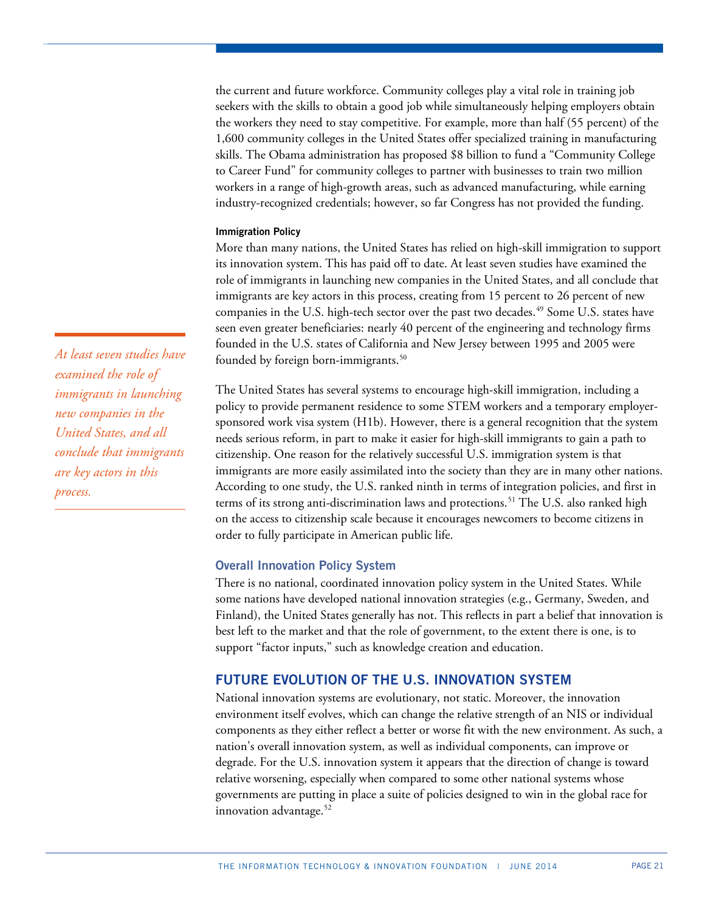the current and future workforce. Community colleges play a vital role in training job seekers with the skills to obtain a good job while simultaneously helping employers obtain the workers they need to stay competitive. For example, more than half (55 percent) of the 1,600 community colleges in the United States offer specialized training in manufacturing skills. The Obama administration has proposed $8 billion to fund a "Community College to Career Fund" for community colleges to partner with businesses to train two million workers in a range of high-growth areas, such as advanced manufacturing, while earning industry-recognized credentials; however, so far Congress has not provided the funding.

#### Immigration Policy

More than many nations, the United States has relied on high-skill immigration to support its innovation system. This has paid off to date. At least seven studies have examined the role of immigrants in launching new companies in the United States, and all conclude that immigrants are key actors in this process, creating from 15 percent to 26 percent of new companies in the U.S. high-tech sector over the past two decades.[49] Some U.S. states have seen even greater beneficiaries: nearly 40 percent of the engineering and technology firms founded in the U.S. states of California and New Jersey between 1995 and 2005 were founded by foreign born-immigrants.[50]

*At least seven studies have examined the role of immigrants in launching new companies in the United States, and all conclude that immigrants are key actors in this process.*

The United States has several systems to encourage high-skill immigration, including a policy to provide permanent residence to some STEM workers and a temporary employer-sponsored work visa system (H1b). However, there is a general recognition that the system needs serious reform, in part to make it easier for high-skill immigrants to gain a path to citizenship. One reason for the relatively successful U.S. immigration system is that immigrants are more easily assimilated into the society than they are in many other nations. According to one study, the U.S. ranked ninth in terms of integration policies, and first in terms of its strong anti-discrimination laws and protections.[51] The U.S. also ranked high on the access to citizenship scale because it encourages newcomers to become citizens in order to fully participate in American public life.

### Overall Innovation Policy System

There is no national, coordinated innovation policy system in the United States. While some nations have developed national innovation strategies (e.g., Germany, Sweden, and Finland), the United States generally has not. This reflects in part a belief that innovation is best left to the market and that the role of government, to the extent there is one, is to support "factor inputs," such as knowledge creation and education.

## FUTURE EVOLUTION OF THE U.S. INNOVATION SYSTEM

National innovation systems are evolutionary, not static. Moreover, the innovation environment itself evolves, which can change the relative strength of an NIS or individual components as they either reflect a better or worse fit with the new environment. As such, a nation's overall innovation system, as well as individual components, can improve or degrade. For the U.S. innovation system it appears that the direction of change is toward relative worsening, especially when compared to some other national systems whose governments are putting in place a suite of policies designed to win in the global race for innovation advantage.[52]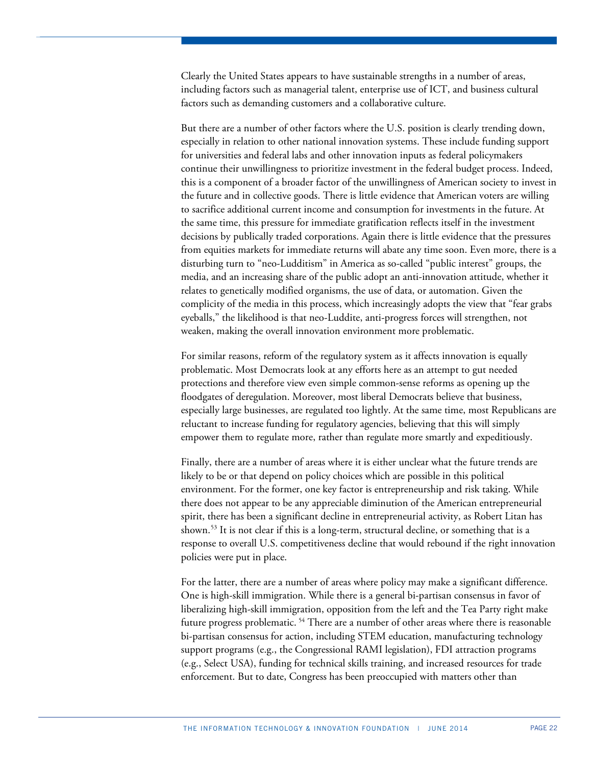Clearly the United States appears to have sustainable strengths in a number of areas, including factors such as managerial talent, enterprise use of ICT, and business cultural factors such as demanding customers and a collaborative culture.

But there are a number of other factors where the U.S. position is clearly trending down, especially in relation to other national innovation systems. These include funding support for universities and federal labs and other innovation inputs as federal policymakers continue their unwillingness to prioritize investment in the federal budget process. Indeed, this is a component of a broader factor of the unwillingness of American society to invest in the future and in collective goods. There is little evidence that American voters are willing to sacrifice additional current income and consumption for investments in the future. At the same time, this pressure for immediate gratification reflects itself in the investment decisions by publically traded corporations. Again there is little evidence that the pressures from equities markets for immediate returns will abate any time soon. Even more, there is a disturbing turn to "neo-Ludditism" in America as so-called "public interest" groups, the media, and an increasing share of the public adopt an anti-innovation attitude, whether it relates to genetically modified organisms, the use of data, or automation. Given the complicity of the media in this process, which increasingly adopts the view that "fear grabs eyeballs," the likelihood is that neo-Luddite, anti-progress forces will strengthen, not weaken, making the overall innovation environment more problematic.

For similar reasons, reform of the regulatory system as it affects innovation is equally problematic. Most Democrats look at any efforts here as an attempt to gut needed protections and therefore view even simple common-sense reforms as opening up the floodgates of deregulation. Moreover, most liberal Democrats believe that business, especially large businesses, are regulated too lightly. At the same time, most Republicans are reluctant to increase funding for regulatory agencies, believing that this will simply empower them to regulate more, rather than regulate more smartly and expeditiously.

Finally, there are a number of areas where it is either unclear what the future trends are likely to be or that depend on policy choices which are possible in this political environment. For the former, one key factor is entrepreneurship and risk taking. While there does not appear to be any appreciable diminution of the American entrepreneurial spirit, there has been a significant decline in entrepreneurial activity, as Robert Litan has shown.[53] It is not clear if this is a long-term, structural decline, or something that is a response to overall U.S. competitiveness decline that would rebound if the right innovation policies were put in place.

For the latter, there are a number of areas where policy may make a significant difference. One is high-skill immigration. While there is a general bi-partisan consensus in favor of liberalizing high-skill immigration, opposition from the left and the Tea Party right make future progress problematic. [54] There are a number of other areas where there is reasonable bi-partisan consensus for action, including STEM education, manufacturing technology support programs (e.g., the Congressional RAMI legislation), FDI attraction programs (e.g., Select USA), funding for technical skills training, and increased resources for trade enforcement. But to date, Congress has been preoccupied with matters other than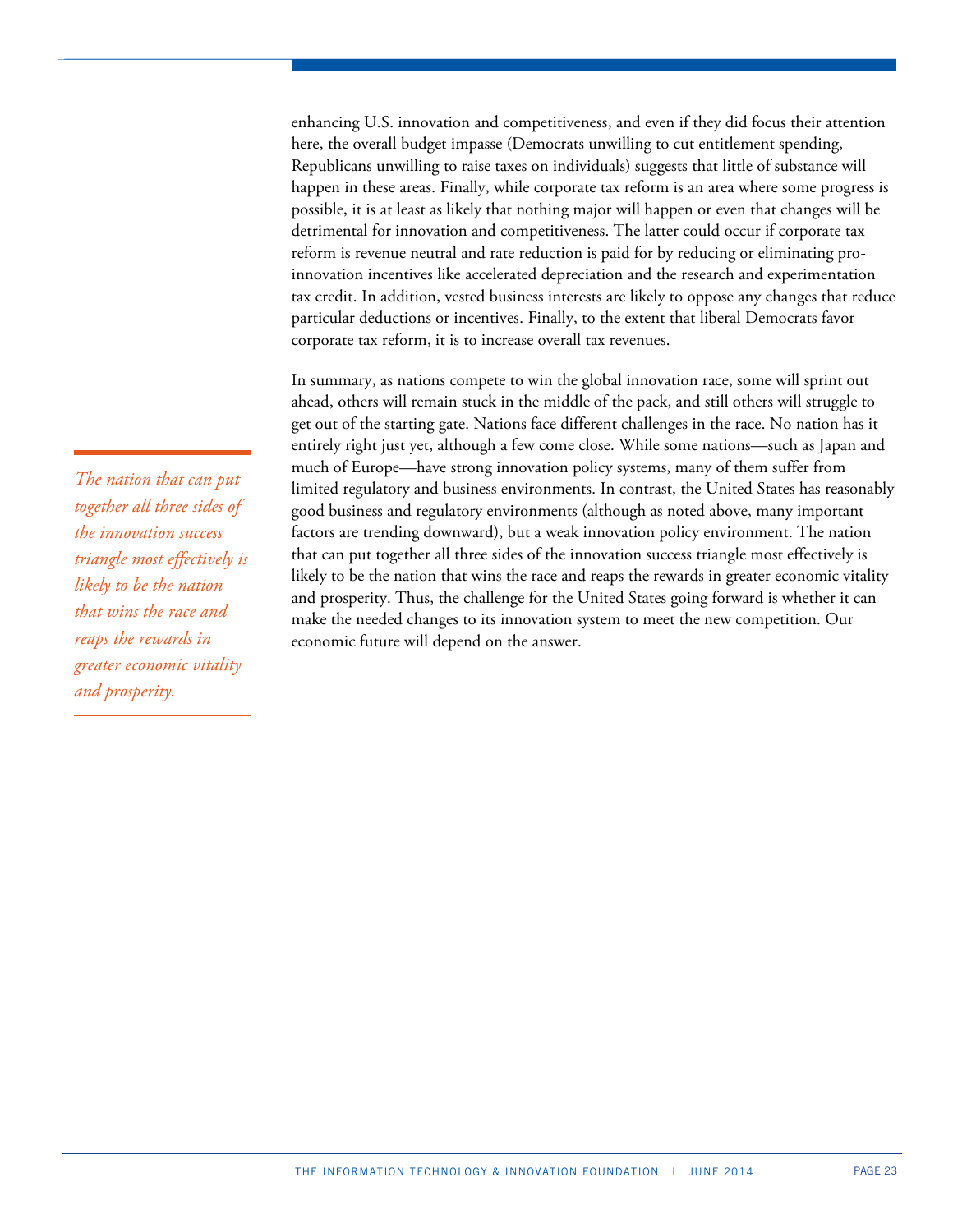enhancing U.S. innovation and competitiveness, and even if they did focus their attention here, the overall budget impasse (Democrats unwilling to cut entitlement spending, Republicans unwilling to raise taxes on individuals) suggests that little of substance will happen in these areas. Finally, while corporate tax reform is an area where some progress is possible, it is at least as likely that nothing major will happen or even that changes will be detrimental for innovation and competitiveness. The latter could occur if corporate tax reform is revenue neutral and rate reduction is paid for by reducing or eliminating pro-innovation incentives like accelerated depreciation and the research and experimentation tax credit. In addition, vested business interests are likely to oppose any changes that reduce particular deductions or incentives. Finally, to the extent that liberal Democrats favor corporate tax reform, it is to increase overall tax revenues.

In summary, as nations compete to win the global innovation race, some will sprint out ahead, others will remain stuck in the middle of the pack, and still others will struggle to get out of the starting gate. Nations face different challenges in the race. No nation has it entirely right just yet, although a few come close. While some nations—such as Japan and much of Europe—have strong innovation policy systems, many of them suffer from limited regulatory and business environments. In contrast, the United States has reasonably good business and regulatory environments (although as noted above, many important factors are trending downward), but a weak innovation policy environment. The nation that can put together all three sides of the innovation success triangle most effectively is likely to be the nation that wins the race and reaps the rewards in greater economic vitality and prosperity. Thus, the challenge for the United States going forward is whether it can make the needed changes to its innovation system to meet the new competition. Our economic future will depend on the answer.

*The nation that can put together all three sides of the innovation success triangle most effectively is likely to be the nation that wins the race and reaps the rewards in greater economic vitality and prosperity.*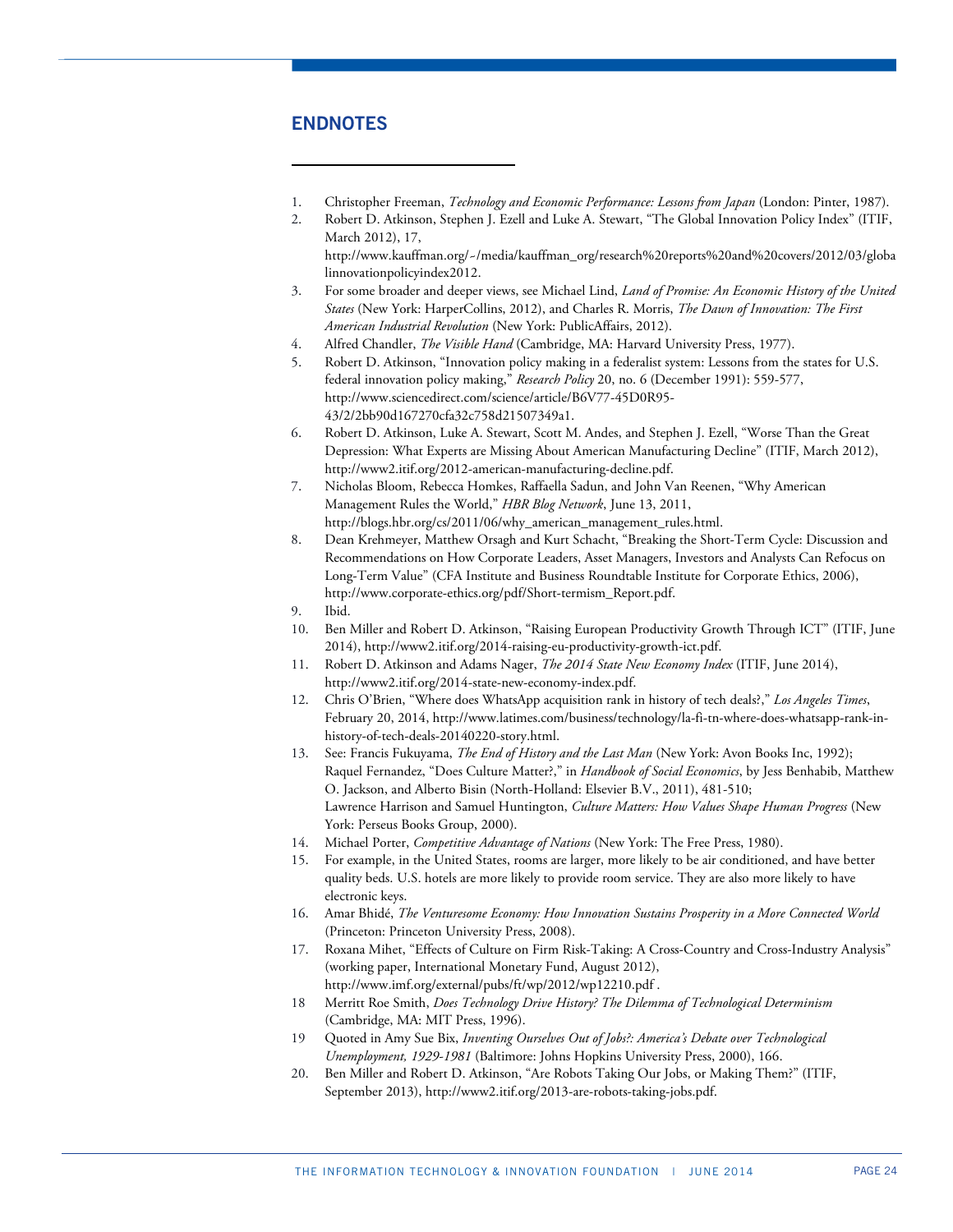## ENDNOTES

1. Christopher Freeman, *Technology and Economic Performance: Lessons from Japan* (London: Pinter, 1987).
2. Robert D. Atkinson, Stephen J. Ezell and Luke A. Stewart, "The Global Innovation Policy Index" (ITIF, March 2012), 17, http://www.kauffman.org/~/media/kauffman_org/research%20reports%20and%20covers/2012/03/globalinnovationpolicyindex2012.
3. For some broader and deeper views, see Michael Lind, *Land of Promise: An Economic History of the United States* (New York: HarperCollins, 2012), and Charles R. Morris, *The Dawn of Innovation: The First American Industrial Revolution* (New York: PublicAffairs, 2012).
4. Alfred Chandler, *The Visible Hand* (Cambridge, MA: Harvard University Press, 1977).
5. Robert D. Atkinson, "Innovation policy making in a federalist system: Lessons from the states for U.S. federal innovation policy making," *Research Policy* 20, no. 6 (December 1991): 559-577, http://www.sciencedirect.com/science/article/B6V77-45D0R95-43/2/2bb90d167270cfa32c758d21507349a1.
6. Robert D. Atkinson, Luke A. Stewart, Scott M. Andes, and Stephen J. Ezell, "Worse Than the Great Depression: What Experts are Missing About American Manufacturing Decline" (ITIF, March 2012), http://www2.itif.org/2012-american-manufacturing-decline.pdf.
7. Nicholas Bloom, Rebecca Homkes, Raffaella Sadun, and John Van Reenen, "Why American Management Rules the World," *HBR Blog Network*, June 13, 2011, http://blogs.hbr.org/cs/2011/06/why_american_management_rules.html.
8. Dean Krehmeyer, Matthew Orsagh and Kurt Schacht, "Breaking the Short-Term Cycle: Discussion and Recommendations on How Corporate Leaders, Asset Managers, Investors and Analysts Can Refocus on Long-Term Value" (CFA Institute and Business Roundtable Institute for Corporate Ethics, 2006), http://www.corporate-ethics.org/pdf/Short-termism_Report.pdf.
9. Ibid.
10. Ben Miller and Robert D. Atkinson, "Raising European Productivity Growth Through ICT" (ITIF, June 2014), http://www2.itif.org/2014-raising-eu-productivity-growth-ict.pdf.
11. Robert D. Atkinson and Adams Nager, *The 2014 State New Economy Index* (ITIF, June 2014), http://www2.itif.org/2014-state-new-economy-index.pdf.
12. Chris O'Brien, "Where does WhatsApp acquisition rank in history of tech deals?," *Los Angeles Times*, February 20, 2014, http://www.latimes.com/business/technology/la-fi-tn-where-does-whatsapp-rank-in-history-of-tech-deals-20140220-story.html.
13. See: Francis Fukuyama, *The End of History and the Last Man* (New York: Avon Books Inc, 1992); Raquel Fernandez, "Does Culture Matter?," in *Handbook of Social Economics*, by Jess Benhabib, Matthew O. Jackson, and Alberto Bisin (North-Holland: Elsevier B.V., 2011), 481-510; Lawrence Harrison and Samuel Huntington, *Culture Matters: How Values Shape Human Progress* (New York: Perseus Books Group, 2000).
14. Michael Porter, *Competitive Advantage of Nations* (New York: The Free Press, 1980).
15. For example, in the United States, rooms are larger, more likely to be air conditioned, and have better quality beds. U.S. hotels are more likely to provide room service. They are also more likely to have electronic keys.
16. Amar Bhidé, *The Venturesome Economy: How Innovation Sustains Prosperity in a More Connected World* (Princeton: Princeton University Press, 2008).
17. Roxana Mihet, "Effects of Culture on Firm Risk-Taking: A Cross-Country and Cross-Industry Analysis" (working paper, International Monetary Fund, August 2012), http://www.imf.org/external/pubs/ft/wp/2012/wp12210.pdf .
18. Merritt Roe Smith, *Does Technology Drive History? The Dilemma of Technological Determinism* (Cambridge, MA: MIT Press, 1996).
19. Quoted in Amy Sue Bix, *Inventing Ourselves Out of Jobs?: America's Debate over Technological Unemployment, 1929-1981* (Baltimore: Johns Hopkins University Press, 2000), 166.
20. Ben Miller and Robert D. Atkinson, "Are Robots Taking Our Jobs, or Making Them?" (ITIF, September 2013), http://www2.itif.org/2013-are-robots-taking-jobs.pdf.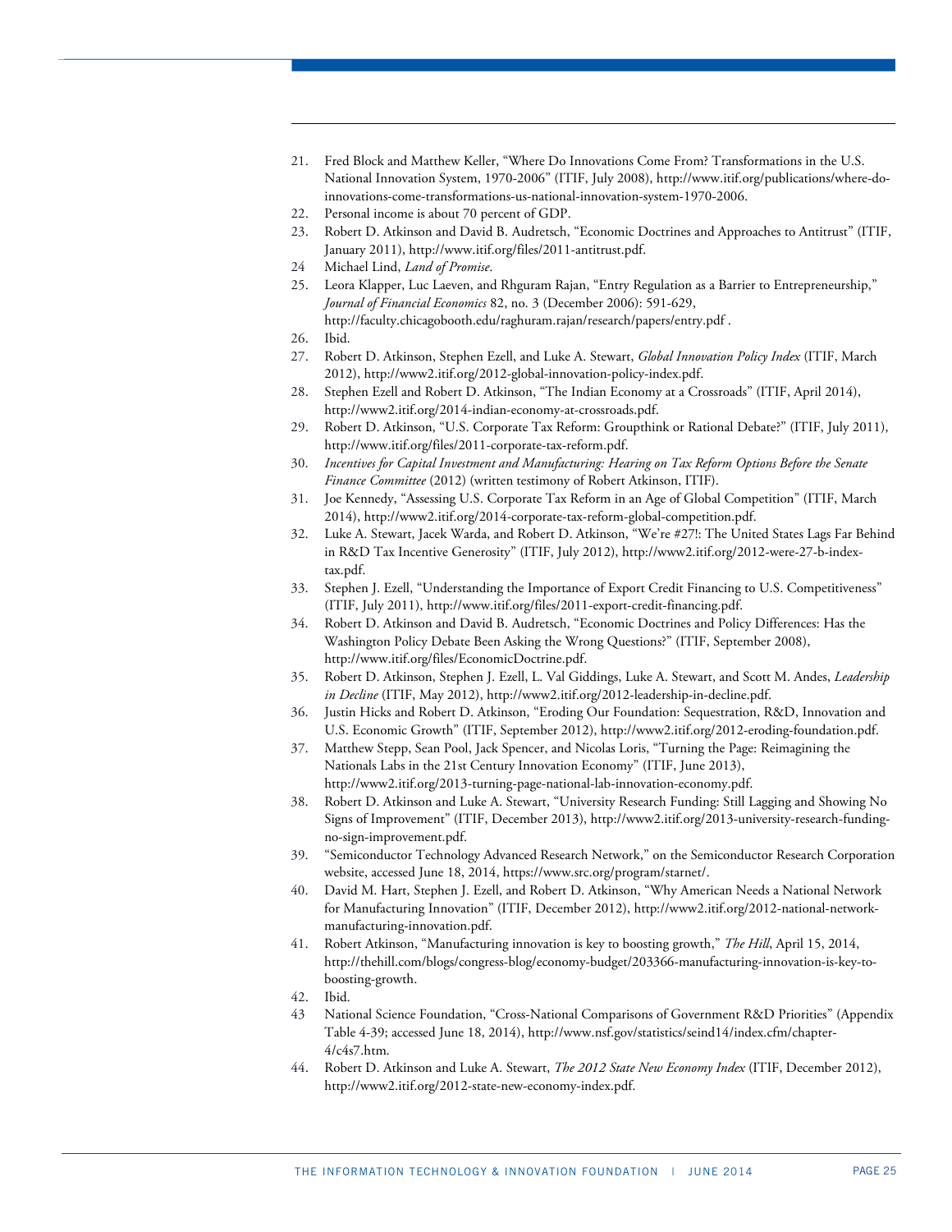21. Fred Block and Matthew Keller, "Where Do Innovations Come From? Transformations in the U.S. National Innovation System, 1970-2006" (ITIF, July 2008), http://www.itif.org/publications/where-do-innovations-come-transformations-us-national-innovation-system-1970-2006.
22. Personal income is about 70 percent of GDP.
23. Robert D. Atkinson and David B. Audretsch, "Economic Doctrines and Approaches to Antitrust" (ITIF, January 2011), http://www.itif.org/files/2011-antitrust.pdf.
24 Michael Lind, *Land of Promise*.
25. Leora Klapper, Luc Laeven, and Rhguram Rajan, "Entry Regulation as a Barrier to Entrepreneurship," *Journal of Financial Economics* 82, no. 3 (December 2006): 591-629, http://faculty.chicagobooth.edu/raghuram.rajan/research/papers/entry.pdf .
26. Ibid.
27. Robert D. Atkinson, Stephen Ezell, and Luke A. Stewart, *Global Innovation Policy Index* (ITIF, March 2012), http://www2.itif.org/2012-global-innovation-policy-index.pdf.
28. Stephen Ezell and Robert D. Atkinson, "The Indian Economy at a Crossroads" (ITIF, April 2014), http://www2.itif.org/2014-indian-economy-at-crossroads.pdf.
29. Robert D. Atkinson, "U.S. Corporate Tax Reform: Groupthink or Rational Debate?" (ITIF, July 2011), http://www.itif.org/files/2011-corporate-tax-reform.pdf.
30. *Incentives for Capital Investment and Manufacturing: Hearing on Tax Reform Options Before the Senate Finance Committee* (2012) (written testimony of Robert Atkinson, ITIF).
31. Joe Kennedy, "Assessing U.S. Corporate Tax Reform in an Age of Global Competition" (ITIF, March 2014), http://www2.itif.org/2014-corporate-tax-reform-global-competition.pdf.
32. Luke A. Stewart, Jacek Warda, and Robert D. Atkinson, "We're #27!: The United States Lags Far Behind in R&D Tax Incentive Generosity" (ITIF, July 2012), http://www2.itif.org/2012-were-27-b-index-tax.pdf.
33. Stephen J. Ezell, "Understanding the Importance of Export Credit Financing to U.S. Competitiveness" (ITIF, July 2011), http://www.itif.org/files/2011-export-credit-financing.pdf.
34. Robert D. Atkinson and David B. Audretsch, "Economic Doctrines and Policy Differences: Has the Washington Policy Debate Been Asking the Wrong Questions?" (ITIF, September 2008), http://www.itif.org/files/EconomicDoctrine.pdf.
35. Robert D. Atkinson, Stephen J. Ezell, L. Val Giddings, Luke A. Stewart, and Scott M. Andes, *Leadership in Decline* (ITIF, May 2012), http://www2.itif.org/2012-leadership-in-decline.pdf.
36. Justin Hicks and Robert D. Atkinson, "Eroding Our Foundation: Sequestration, R&D, Innovation and U.S. Economic Growth" (ITIF, September 2012), http://www2.itif.org/2012-eroding-foundation.pdf.
37. Matthew Stepp, Sean Pool, Jack Spencer, and Nicolas Loris, "Turning the Page: Reimagining the Nationals Labs in the 21st Century Innovation Economy" (ITIF, June 2013), http://www2.itif.org/2013-turning-page-national-lab-innovation-economy.pdf.
38. Robert D. Atkinson and Luke A. Stewart, "University Research Funding: Still Lagging and Showing No Signs of Improvement" (ITIF, December 2013), http://www2.itif.org/2013-university-research-funding-no-sign-improvement.pdf.
39. "Semiconductor Technology Advanced Research Network," on the Semiconductor Research Corporation website, accessed June 18, 2014, https://www.src.org/program/starnet/.
40. David M. Hart, Stephen J. Ezell, and Robert D. Atkinson, "Why American Needs a National Network for Manufacturing Innovation" (ITIF, December 2012), http://www2.itif.org/2012-national-network-manufacturing-innovation.pdf.
41. Robert Atkinson, "Manufacturing innovation is key to boosting growth," *The Hill*, April 15, 2014, http://thehill.com/blogs/congress-blog/economy-budget/203366-manufacturing-innovation-is-key-to-boosting-growth.
42. Ibid.
43 National Science Foundation, "Cross-National Comparisons of Government R&D Priorities" (Appendix Table 4-39; accessed June 18, 2014), http://www.nsf.gov/statistics/seind14/index.cfm/chapter-4/c4s7.htm.
44. Robert D. Atkinson and Luke A. Stewart, *The 2012 State New Economy Index* (ITIF, December 2012), http://www2.itif.org/2012-state-new-economy-index.pdf.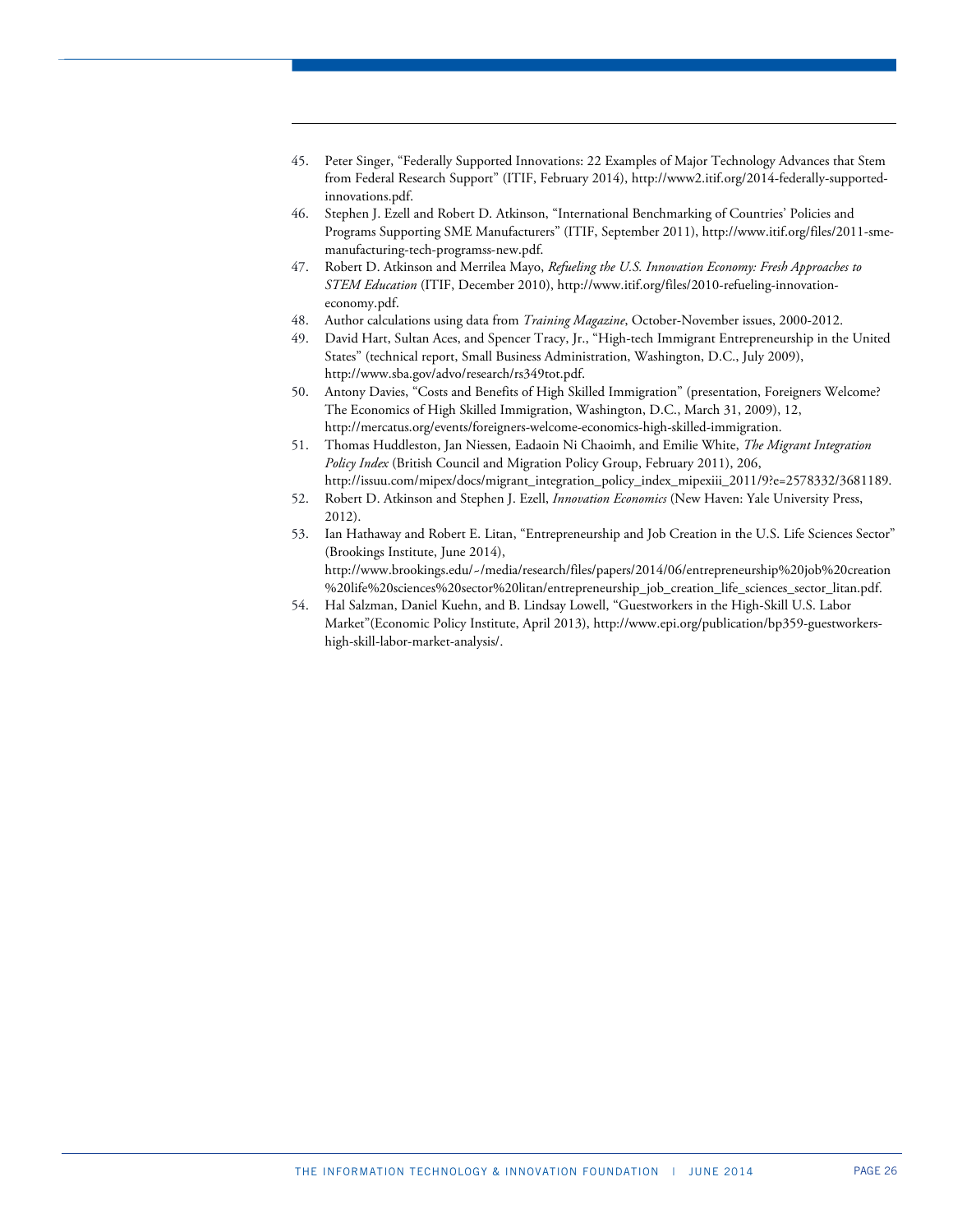45. Peter Singer, "Federally Supported Innovations: 22 Examples of Major Technology Advances that Stem from Federal Research Support" (ITIF, February 2014), http://www2.itif.org/2014-federally-supported-innovations.pdf.
46. Stephen J. Ezell and Robert D. Atkinson, "International Benchmarking of Countries' Policies and Programs Supporting SME Manufacturers" (ITIF, September 2011), http://www.itif.org/files/2011-sme-manufacturing-tech-programss-new.pdf.
47. Robert D. Atkinson and Merrilea Mayo, *Refueling the U.S. Innovation Economy: Fresh Approaches to STEM Education* (ITIF, December 2010), http://www.itif.org/files/2010-refueling-innovation-economy.pdf.
48. Author calculations using data from *Training Magazine*, October-November issues, 2000-2012.
49. David Hart, Sultan Aces, and Spencer Tracy, Jr., "High-tech Immigrant Entrepreneurship in the United States" (technical report, Small Business Administration, Washington, D.C., July 2009), http://www.sba.gov/advo/research/rs349tot.pdf.
50. Antony Davies, "Costs and Benefits of High Skilled Immigration" (presentation, Foreigners Welcome? The Economics of High Skilled Immigration, Washington, D.C., March 31, 2009), 12, http://mercatus.org/events/foreigners-welcome-economics-high-skilled-immigration.
51. Thomas Huddleston, Jan Niessen, Eadaoin Ni Chaoimh, and Emilie White, *The Migrant Integration Policy Index* (British Council and Migration Policy Group, February 2011), 206, http://issuu.com/mipex/docs/migrant_integration_policy_index_mipexiii_2011/9?e=2578332/3681189.
52. Robert D. Atkinson and Stephen J. Ezell, *Innovation Economics* (New Haven: Yale University Press, 2012).
53. Ian Hathaway and Robert E. Litan, "Entrepreneurship and Job Creation in the U.S. Life Sciences Sector" (Brookings Institute, June 2014), http://www.brookings.edu/~/media/research/files/papers/2014/06/entrepreneurship%20job%20creation%20life%20sciences%20sector%20litan/entrepreneurship_job_creation_life_sciences_sector_litan.pdf.
54. Hal Salzman, Daniel Kuehn, and B. Lindsay Lowell, "Guestworkers in the High-Skill U.S. Labor Market"(Economic Policy Institute, April 2013), http://www.epi.org/publication/bp359-guestworkers-high-skill-labor-market-analysis/.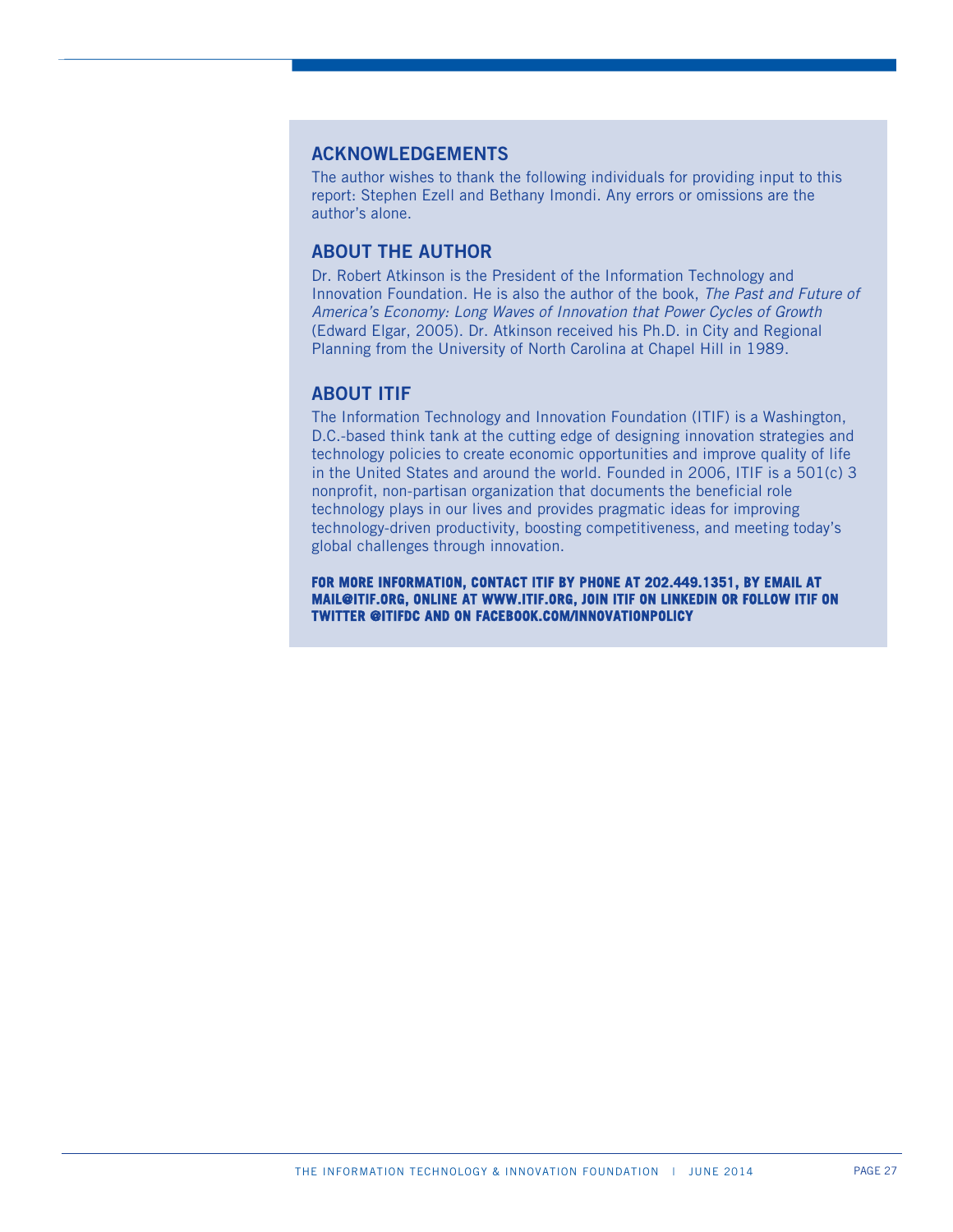## ACKNOWLEDGEMENTS

The author wishes to thank the following individuals for providing input to this report: Stephen Ezell and Bethany Imondi. Any errors or omissions are the author's alone.

## ABOUT THE AUTHOR

Dr. Robert Atkinson is the President of the Information Technology and Innovation Foundation. He is also the author of the book, *The Past and Future of America's Economy: Long Waves of Innovation that Power Cycles of Growth* (Edward Elgar, 2005). Dr. Atkinson received his Ph.D. in City and Regional Planning from the University of North Carolina at Chapel Hill in 1989.

## ABOUT ITIF

The Information Technology and Innovation Foundation (ITIF) is a Washington, D.C.-based think tank at the cutting edge of designing innovation strategies and technology policies to create economic opportunities and improve quality of life in the United States and around the world. Founded in 2006, ITIF is a 501(c) 3 nonprofit, non-partisan organization that documents the beneficial role technology plays in our lives and provides pragmatic ideas for improving technology-driven productivity, boosting competitiveness, and meeting today's global challenges through innovation.

**FOR MORE INFORMATION, CONTACT ITIF BY PHONE AT 202.449.1351, BY EMAIL AT MAIL@ITIF.ORG, ONLINE AT WWW.ITIF.ORG, JOIN ITIF ON LINKEDIN OR FOLLOW ITIF ON TWITTER @ITIFDC AND ON FACEBOOK.COM/INNOVATIONPOLICY**